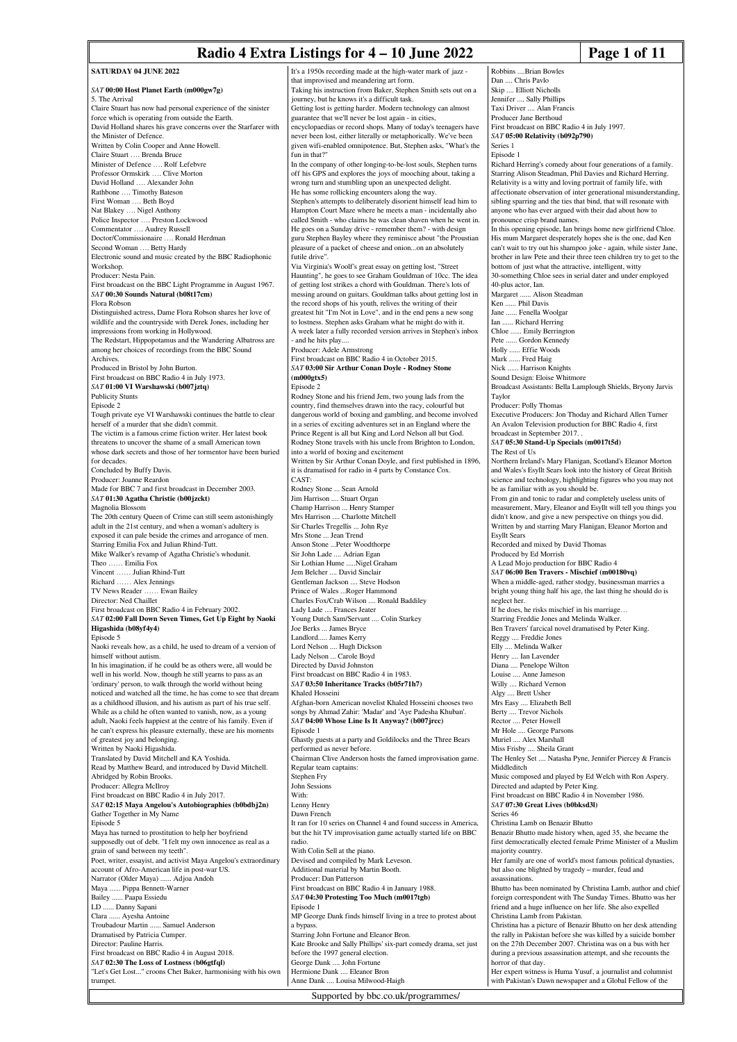# Radio 4 Extra Listings for 4 – 10 June 2022

## SATURDAY 04 JUNE 2022

### *SAT* 00:00 Host Planet Earth (m000gw7g)

5. The Arrival

Claire Stuart has now had personal experience of the sinister force which is operating from outside the Earth.

David Holland shares his grave concerns over the Starfarer with the Minister of Defence.

Written by Colin Cooper and Anne Howell.

Claire Stuart …. Brenda Bruce
Minister of Defence …. Rolf Lefebvre
Professor Ormskirk …. Clive Morton
David Holland …. Alexander John
Rathbone …. Timothy Bateson
First Woman …. Beth Boyd
Nat Blakey …. Nigel Anthony
Police Inspector …. Preston Lockwood
Commentator …. Audrey Russell
Doctor/Commissionaire …. Ronald Herdman
Second Woman …. Betty Hardy

Electronic sound and music created by the BBC Radiophonic Workshop.

Producer: Nesta Pain.

First broadcast on the BBC Light Programme in August 1967.

### *SAT* 00:30 Sounds Natural (b08t17cm)

Flora Robson

Distinguished actress, Dame Flora Robson shares her love of wildlife and the countryside with Derek Jones, including her impressions from working in Hollywood.

The Redstart, Hippopotamus and the Wandering Albatross are among her choices of recordings from the BBC Sound Archives.

Produced in Bristol by John Burton.

First broadcast on BBC Radio 4 in July 1973.

### *SAT* 01:00 VI Warshawski (b007jztq)

Publicity Stunts

Episode 2

Tough private eye VI Warshawski continues the battle to clear herself of a murder that she didn't commit.

The victim is a famous crime fiction writer. Her latest book threatens to uncover the shame of a small American town whose dark secrets and those of her tormentor have been buried for decades.

Concluded by Buffy Davis.

Producer: Joanne Reardon

Made for BBC 7 and first broadcast in December 2003.

### *SAT* 01:30 Agatha Christie (b00jzckt)

Magnolia Blossom

The 20th century Queen of Crime can still seem astonishingly adult in the 21st century, and when a woman's adultery is exposed it can pale beside the crimes and arrogance of men.

Starring Emilia Fox and Julian Rhind-Tutt.

Mike Walker's revamp of Agatha Christie's whodunit.

Theo …… Emilia Fox
Vincent …… Julian Rhind-Tutt
Richard …… Alex Jennings
TV News Reader …… Ewan Bailey

Director: Ned Chaillet

First broadcast on BBC Radio 4 in February 2002.

### *SAT* 02:00 Fall Down Seven Times, Get Up Eight by Naoki Higashida (b08yf4y4)

Episode 5

Naoki reveals how, as a child, he used to dream of a version of himself without autism.

In his imagination, if he could be as others were, all would be well in his world. Now, though he still yearns to pass as an 'ordinary' person, to walk through the world without being noticed and watched all the time, he has come to see that dream as a childhood illusion, and his autism as part of his true self. While as a child he often wanted to vanish, now, as a young adult, Naoki feels happiest at the centre of his family. Even if he can't express his pleasure externally, these are his moments of greatest joy and belonging.

Written by Naoki Higashida.

Translated by David Mitchell and KA Yoshida.

Read by Matthew Beard, and introduced by David Mitchell.

Abridged by Robin Brooks.

Producer: Allegra McIlroy

First broadcast on BBC Radio 4 in July 2017.

### *SAT* 02:15 Maya Angelou's Autobiographies (b0bdbj2n)

Gather Together in My Name

Episode 5

Maya has turned to prostitution to help her boyfriend supposedly out of debt. "I felt my own innocence as real as a grain of sand between my teeth".

Poet, writer, essayist, and activist Maya Angelou's extraordinary account of Afro-American life in post-war US.

Narrator (Older Maya) ...... Adjoa Andoh
Maya ...... Pippa Bennett-Warner
Bailey ...... Paapa Essiedu
LD ...... Danny Sapani
Clara ...... Ayesha Antoine
Troubadour Martin ...... Samuel Anderson

Dramatised by Patricia Cumper.

Director: Pauline Harris.

First broadcast on BBC Radio 4 in August 2018.

### *SAT* 02:30 The Loss of Lostness (b06gtfql)

"Let's Get Lost..." croons Chet Baker, harmonising with his own trumpet.

It's a 1950s recording made at the high-water mark of jazz - that improvised and meandering art form.

Taking his instruction from Baker, Stephen Smith sets out on a journey, but he knows it's a difficult task.

Getting lost is getting harder. Modern technology can almost guarantee that we'll never be lost again - in cities, encyclopaedias or record shops. Many of today's teenagers have never been lost, either literally or metaphorically. We've been given wifi-enabled omnipotence. But, Stephen asks, "What's the fun in that?"

In the company of other longing-to-be-lost souls, Stephen turns off his GPS and explores the joys of mooching about, taking a wrong turn and stumbling upon an unexpected delight.

He has some rollicking encounters along the way.

Stephen's attempts to deliberately disorient himself lead him to Hampton Court Maze where he meets a man - incidentally also called Smith - who claims he was clean shaven when he went in.

He goes on a Sunday drive - remember them? - with design guru Stephen Bayley where they reminisce about "the Proustian pleasure of a packet of cheese and onion...on an absolutely futile drive".

Via Virginia's Woolf's great essay on getting lost, "Street Haunting", he goes to see Graham Gouldman of 10cc. The idea of getting lost strikes a chord with Gouldman. There's lots of messing around on guitars. Gouldman talks about getting lost in the record shops of his youth, relives the writing of their greatest hit "I'm Not in Love", and in the end pens a new song to lostness. Stephen asks Graham what he might do with it.

A week later a fully recorded version arrives in Stephen's inbox - and he hits play....

Producer: Adele Armstrong

First broadcast on BBC Radio 4 in October 2015.

### *SAT* 03:00 Sir Arthur Conan Doyle - Rodney Stone (m000gtx5)

Episode 2

Rodney Stone and his friend Jem, two young lads from the country, find themselves drawn into the racy, colourful but dangerous world of boxing and gambling, and become involved in a series of exciting adventures set in an England where the Prince Regent is all but King and Lord Nelson all but God.

Rodney Stone travels with his uncle from Brighton to London, into a world of boxing and excitement

Written by Sir Arthur Conan Doyle, and first published in 1896, it is dramatised for radio in 4 parts by Constance Cox.

CAST:
Rodney Stone ... Sean Arnold
Jim Harrison .... Stuart Organ
Champ Harrison ... Henry Stamper
Mrs Harrison .... Charlotte Mitchell
Sir Charles Tregellis ... John Rye
Mrs Stone ... Jean Trend
Anson Stone ...Peter Woodthorpe
Sir John Lade .... Adrian Egan
Sir Lothian Hume .....Nigel Graham
Jem Belcher .... David Sinclair
Gentleman Jackson .... Steve Hodson
Prince of Wales ...Roger Hammond
Charles Fox/Crab Wilson .... Ronald Baddiley
Lady Lade .... Frances Jeater
Young Dutch Sam/Servant .... Colin Starkey
Joe Berks ... James Bryce
Landlord..... James Kerry
Lord Nelson .... Hugh Dickson
Lady Nelson ... Carole Boyd

Directed by David Johnston

First broadcast on BBC Radio 4 in 1983.

### *SAT* 03:50 Inheritance Tracks (b05r71h7)

Khaled Hosseini

Afghan-born American novelist Khaled Hosseini chooses two songs by Ahmad Zahir: 'Madar' and 'Aye Padesha Khuban'.

### *SAT* 04:00 Whose Line Is It Anyway? (b007jrcc)

Episode 1

Ghastly guests at a party and Goldilocks and the Three Bears performed as never before.

Chairman Clive Anderson hosts the famed improvisation game.

Regular team captains:
Stephen Fry
John Sessions

With:
Lenny Henry
Dawn French

It ran for 10 series on Channel 4 and found success in America, but the hit TV improvisation game actually started life on BBC radio.

With Colin Sell at the piano.

Devised and compiled by Mark Leveson.

Additional material by Martin Booth.

Producer: Dan Patterson

First broadcast on BBC Radio 4 in January 1988.

### *SAT* 04:30 Protesting Too Much (m0017tgb)

Episode 1

MP George Dank finds himself living in a tree to protest about a bypass.

Starring John Fortune and Eleanor Bron.

Kate Brooke and Sally Phillips' six-part comedy drama, set just before the 1997 general election.

George Dank .... John Fortune
Hermione Dank .... Eleanor Bron
Anne Dank .... Louisa Milwood-Haigh
Robbins ....Brian Bowles
Dan .... Chris Pavlo
Skip .... Elliott Nicholls
Jennifer .... Sally Phillips
Taxi Driver .... Alan Francis

Producer Jane Berthoud

First broadcast on BBC Radio 4 in July 1997.

### *SAT* 05:00 Relativity (b092p790)

Series 1

Episode 1

Richard Herring's comedy about four generations of a family.

Starring Alison Steadman, Phil Davies and Richard Herring.

Relativity is a witty and loving portrait of family life, with affectionate observation of inter generational misunderstanding, sibling sparring and the ties that bind, that will resonate with anyone who has ever argued with their dad about how to pronounce crisp brand names.

In this opening episode, Ian brings home new girlfriend Chloe. His mum Margaret desperately hopes she is the one, dad Ken can't wait to try out his shampoo joke - again, while sister Jane, brother in law Pete and their three teen children try to get to the bottom of just what the attractive, intelligent, witty 30-something Chloe sees in serial dater and under employed 40-plus actor, Ian.

Margaret ...... Alison Steadman
Ken ...... Phil Davis
Jane ...... Fenella Woolgar
Ian ...... Richard Herring
Chloe ...... Emily Berrington
Pete ...... Gordon Kennedy
Holly ...... Effie Woods
Mark ...... Fred Haig
Nick ...... Harrison Knights

Sound Design: Eloise Whitmore

Broadcast Assistants: Bella Lamplough Shields, Bryony Jarvis Taylor

Producer: Polly Thomas

Executive Producers: Jon Thoday and Richard Allen Turner

An Avalon Television production for BBC Radio 4, first broadcast in September 2017. .

### *SAT* 05:30 Stand-Up Specials (m0017t5d)

The Rest of Us

Northern Ireland's Mary Flanigan, Scotland's Eleanor Morton and Wales's Esyllt Sears look into the history of Great British science and technology, highlighting figures who you may not be as familiar with as you should be.

From gin and tonic to radar and completely useless units of measurement, Mary, Eleanor and Esyllt will tell you things you didn't know, and give a new perspective on things you did.

Written by and starring Mary Flanigan, Eleanor Morton and Esyllt Sears

Recorded and mixed by David Thomas

Produced by Ed Morrish

A Lead Mojo production for BBC Radio 4

### *SAT* 06:00 Ben Travers - Mischief (m00180vq)

When a middle-aged, rather stodgy, businessman marries a bright young thing half his age, the last thing he should do is neglect her.

If he does, he risks mischief in his marriage…

Starring Freddie Jones and Melinda Walker.

Ben Travers' farcical novel dramatised by Peter King.

Reggy .... Freddie Jones
Elly .... Melinda Walker
Henry .... Ian Lavender
Diana .... Penelope Wilton
Louise .... Anne Jameson
Willy .... Richard Vernon
Algy .... Brett Usher
Mrs Easy .... Elizabeth Bell
Berty .... Trevor Nichols
Rector .... Peter Howell
Mr Hole .... George Parsons
Muriel .... Alex Marshall
Miss Frisby .... Sheila Grant
The Henley Set .... Natasha Pyne, Jennifer Piercey & Francis Middleditch

Music composed and played by Ed Welch with Ron Aspery.

Directed and adapted by Peter King.

First broadcast on BBC Radio 4 in November 1986.

### *SAT* 07:30 Great Lives (b0bksd3l)

Series 46

Christina Lamb on Benazir Bhutto

Benazir Bhutto made history when, aged 35, she became the first democratically elected female Prime Minister of a Muslim majority country.

Her family are one of world's most famous political dynasties, but also one blighted by tragedy – murder, feud and assassinations.

Bhutto has been nominated by Christina Lamb, author and chief foreign correspondent with The Sunday Times. Bhutto was her friend and a huge influence on her life. She also expelled Christina Lamb from Pakistan.

Christina has a picture of Benazir Bhutto on her desk attending the rally in Pakistan before she was killed by a suicide bomber on the 27th December 2007. Christina was on a bus with her during a previous assassination attempt, and she recounts the horror of that day.

Her expert witness is Huma Yusuf, a journalist and columnist with Pakistan's Dawn newspaper and a Global Fellow of the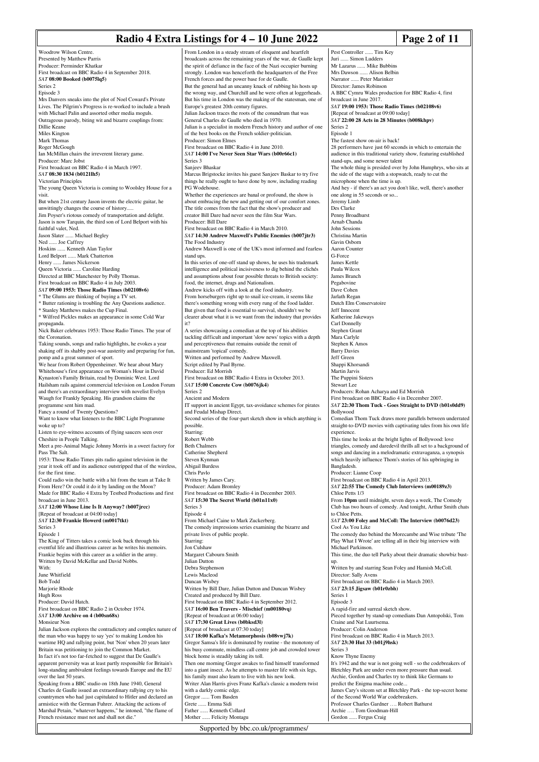Woodrow Wilson Centre.
Presented by Matthew Parris
Producer: Perminder Khatkar
First broadcast on BBC Radio 4 in September 2018.

*SAT* **08:00 Booked (b0075lq5)**
Series 2
Episode 3
Mrs Danvers sneaks into the plot of Noel Coward's Private Lives. The Pilgrim's Progress is re-worked to include a brush with Michael Palin and assorted other media moguls.
Outrageous parody, biting wit and bizarre couplings from:
Dillie Keane
Miles Kington
Mark Thomas
Roger McGough
Ian McMillan chairs the irreverent literary game.
Producer: Marc Jobst
First broadcast on BBC Radio 4 in March 1997.

*SAT* **08:30 1834 (b0121lh5)**
Victorian Principles
The young Queen Victoria is coming to Woolsley House for a visit.
But when 21st century Jason invents the electric guitar, he unwittingly changes the course of history.....
Jim Poyser's riotous comedy of transportation and delight.
Jason is now Tarquin, the third son of Lord Belport with his faithful valet, Ned.
Jason Slater ...... Michael Begley
Ned ...... Joe Caffrey
Hoskins ...... Kenneth Alan Taylor
Lord Belport ...... Mark Chatterton
Henry ...... James Nickerson
Queen Victoria ...... Caroline Harding
Directed at BBC Manchester by Polly Thomas.
First broadcast on BBC Radio 4 in July 2003.

*SAT* **09:00 1953: Those Radio Times (b02108v6)**
* The Glums are thinking of buying a TV set.
* Butter rationing is troubling the Any Questions audience.
* Stanley Matthews makes the Cup Final.
* Wilfred Pickles makes an appearance in some Cold War propaganda.
Nick Baker celebrates 1953: Those Radio Times. The year of the Coronation.
Taking sounds, songs and radio highlights, he evokes a year shaking off its shabby post-war austerity and preparing for fun, pomp and a great summer of sport.
We hear from Robert Oppenheimer. We hear about Mary Whitehouse's first appearance on Woman's Hour in David Kynaston's Family Britain, read by Dominic West. Lord Hailsham rails against commercial television on London Forum and there's an extraordinary interview with novelist Evelyn Waugh for Frankly Speaking. His grandson claims the programme sent him mad.
Fancy a round of Twenty Questions?
Want to know what listeners to the BBC Light Programme woke up to?
Listen to eye-witness accounts of flying saucers seen over Cheshire in People Talking.
Meet a pre-Animal Magic Johnny Morris in a sweet factory for Pass The Salt.
1953: Those Radio Times pits radio against television in the year it took off and its audience outstripped that of the wireless, for the first time.
Could radio win the battle with a hit from the team at Take It From Here? Or could it do it by landing on the Moon?
Made for BBC Radio 4 Extra by Testbed Productions and first broadcast in June 2013.

*SAT* **12:00 Whose Line Is It Anyway? (b007jrcc)**
[Repeat of broadcast at 04:00 today]

*SAT* **12:30 Frankie Howerd (m0017tkt)**
Series 3
Episode 1
The King of Titters takes a comic look back through his eventful life and illustrious career as he writes his memoirs.
Frankie begins with this career as a soldier in the army.
Written by David McKellar and David Nobbs.
With:
June Whitfield
Bob Todd
Marjorie Rhode
Hugh Ross
Producer: David Hatch.
First broadcast on BBC Radio 2 in October 1974.

*SAT* **13:00 Archive on 4 (b00sn68x)**
Monsieur Non
Julian Jackson explores the contradictory and complex nature of the man who was happy to say 'yes' to making London his wartime HQ and rallying point, but 'Non' when 20 years later Britain was petitioning to join the Common Market.
In fact it's not too far-fetched to suggest that De Gaulle's apparent perversity was at least partly responsible for Britain's long-standing ambivalent feelings towards Europe and the EU over the last 50 years.
Speaking from a BBC studio on 18th June 1940, General Charles de Gaulle issued an extraordinary rallying cry to his countrymen who had just capitulated to Hitler and declared an armistice with the German Fuhrer. Attacking the actions of Marshal Petain, "whatever happens," he intoned, "the flame of French resistance must not and shall not die."
From London in a steady stream of eloquent and heartfelt broadcasts across the remaining years of the war, de Gaulle kept the spirit of defiance in the face of the Nazi occupier burning strongly. London was henceforth the headquarters of the Free French forces and the power base for de Gaulle.
But the general had an uncanny knack of rubbing his hosts up the wrong way, and Churchill and he were often at loggerheads. But his time in London was the making of the statesman, one of Europe's greatest 20th century figures.
Julian Jackson traces the roots of the conundrum that was General Charles de Gaulle who died in 1970.
Julian is a specialist in modern French history and author of one of the best books on the French soldier-politician.
Producer: Simon Elmes
First broadcast on BBC Radio 4 in June 2010.

*SAT* **14:00 I've Never Seen Star Wars (b00r66c1)**
Series 3
Sanjeev Bhaskar
Marcus Brigstocke invites his guest Sanjeev Baskar to try five things he really ought to have done by now, including reading PG Wodehouse.
Whether the experiences are banal or profound, the show is about embracing the new and getting out of our comfort zones.
The title comes from the fact that the show's producer and creator Bill Dare had never seen the film Star Wars.
Producer: Bill Dare
First broadcast on BBC Radio 4 in March 2010.

*SAT* **14:30 Andrew Maxwell's Public Enemies (b007jtr3)**
The Food Industry
Andrew Maxwell is one of the UK's most informed and fearless stand ups.
In this series of one-off stand up shows, he uses his trademark intelligence and political incisiveness to dig behind the clichés and assumptions about four possible threats to British society: food, the internet, drugs and Nationalism.
Andrew kicks off with a look at the food industry.
From horseburgers right up to snail ice-cream, it seems like there's something wrong with every rung of the food ladder.
But given that food is essential to survival, shouldn't we be clearer about what it is we want from the industry that provides it?
A series showcasing a comedian at the top of his abilities tackling difficult and important 'slow news' topics with a depth and perceptiveness that remains outside the remit of mainstream 'topical' comedy.
Written and performed by Andrew Maxwell.
Script edited by Paul Byrne.
Producer: Ed Morrish
First broadcast on BBC Radio 4 Extra in October 2013.

*SAT* **15:00 Concrete Cow (b0076jk4)**
Series 2
Ancient and Modern
IT support in ancient Egypt, tax-avoidance schemes for pirates and Feudal Mishap Direct.
Second series of the four-part sketch show in which anything is possible.
Starring:
Robert Webb
Beth Chalmers
Catherine Shepherd
Steven Kynman
Abigail Burdess
Chris Pavlo
Written by James Cary.
Producer: Adam Bromley
First broadcast on BBC Radio 4 in December 2003.

*SAT* **15:30 The Secret World (b01n11x0)**
Series 3
Episode 4
From Michael Caine to Mark Zuckerberg.
The comedy impressions series examining the bizarre and private lives of public people.
Starring:
Jon Culshaw
Margaret Cabourn Smith
Julian Dutton
Debra Stephenson
Lewis Macleod
Duncan Wisbey
Written by Bill Dare, Julian Dutton and Duncan Wisbey
Created and produced by Bill Dare.
First broadcast on BBC Radio 4 in September 2012.

*SAT* **16:00 Ben Travers - Mischief (m00180vq)**
[Repeat of broadcast at 06:00 today]

*SAT* **17:30 Great Lives (b0bksd3l)**
[Repeat of broadcast at 07:30 today]

*SAT* **18:00 Kafka's Metamorphosis (b08vwj7k)**
Gregor Samsa's life is dominated by routine - the monotony of his busy commute, mindless call centre job and crowded tower block home is steadily taking its toll.
Then one morning Gregor awakes to find himself transformed into a giant insect. As he attempts to master life with six legs, his family must also learn to live with his new look.
Writer Alan Harris gives Franz Kafka's classic a modern twist with a darkly comic edge.
Gregor ...... Tom Basden
Grete ...... Emma Sidi
Father ...... Kenneth Collard
Mother ...... Felicity Montagu
Pest Controller ...... Tim Key
Juri ...... Simon Ludders
Mr Lazarus ...... Mike Bubbins
Mrs Dawson ...... Alison Belbin
Narrator ...... Peter Marinker
Director: James Robinson
A BBC Cymru Wales production for BBC Radio 4, first broadcast in June 2017.

*SAT* **19:00 1953: Those Radio Times (b02108v6)**
[Repeat of broadcast at 09:00 today]

*SAT* **22:00 28 Acts in 28 Minutes (b008khpv)**
Series 2
Episode 1
The fastest show on-air is back!
28 performers have just 60 seconds in which to entertain the audience in this traditional variety show, featuring established stand-ups, and some newer talent
The whole thing is presided over by John Humphrys, who sits at the side of the stage with a stopwatch, ready to cut the microphone when the time is up.
And hey - if there's an act you don't like, well, there's another one along in 55 seconds or so...
Jeremy Limb
Des Clarke
Penny Broadhurst
Arnab Chanda
John Sessions
Christina Martin
Gavin Osborn
Aaron Counter
G-Force
James Kettle
Paula Wilcox
James Branch
Pegabovine
Dave Cohen
Jarlath Regan
Dutch Elm Conservatoire
Jeff Innocent
Katherine Jakeways
Carl Donnelly
Stephen Grant
Mara Carlyle
Stephen K Amos
Barry Davies
Jeff Green
Shappi Khorsandi
Martin Jarvis
The Puppini Sisters
Stewart Lee
Producers: Rohan Acharya and Ed Morrish
First broadcast on BBC Radio 4 in December 2007.

*SAT* **22:30 Thom Tuck - Goes Straight to DVD (b01s0dd9)**
Bollywood
Comedian Thom Tuck draws more parallels between underrated straight-to-DVD movies with captivating tales from his own life experience.
This time he looks at the bright lights of Bollywood: love triangles, comedy and daredevil thrills all set to a background of songs and dancing in a melodramatic extravaganza, a synopsis which heavily influence Thom's stories of his upbringing in Bangladesh.
Producer: Lianne Coop
First broadcast on BBC Radio 4 in April 2013.

*SAT* **22:55 The Comedy Club Interviews (m00189z3)**
Chloe Petts 1/3
From **10pm** until midnight, seven days a week, The Comedy Club has two hours of comedy. And tonight, Arthur Smith chats to Chloe Petts.

*SAT* **23:00 Foley and McColl: The Interview (b0076d23)**
Cool As You Like
The comedy duo behind the Morecambe and Wise tribute 'The Play What I Wrote' are telling all in their big interview with Michael Parkinson.
This time, the duo tell Parky about their dramatic showbiz bust-up.
Written by and starring Sean Foley and Hamish McColl.
Director: Sally Avens
First broadcast on BBC Radio 4 in March 2003.

*SAT* **23:15 Jigsaw (b01r0zbh)**
Series 1
Episode 3
A rapid-fire and surreal sketch show.
Pieced together by stand-up comedians Dan Antopolski, Tom Craine and Nat Luurtsema.
Producer: Colin Anderson
First broadcast on BBC Radio 4 in March 2013.

*SAT* **23:30 Hut 33 (b01j9hsk)**
Series 3
Know Thyne Enemy
It's 1942 and the war is not going well - so the codebreakers of Bletchley Park are under even more pressure than usual.
Archie, Gordon and Charles try to think like Germans to predict the Enigma machine code...
James Cary's sitcom set at Bletchley Park - the top-secret home of the Second World War codebreakers.
Professor Charles Gardner …. Robert Bathurst
Archie …. Tom Goodman-Hill
Gordon ...... Fergus Craig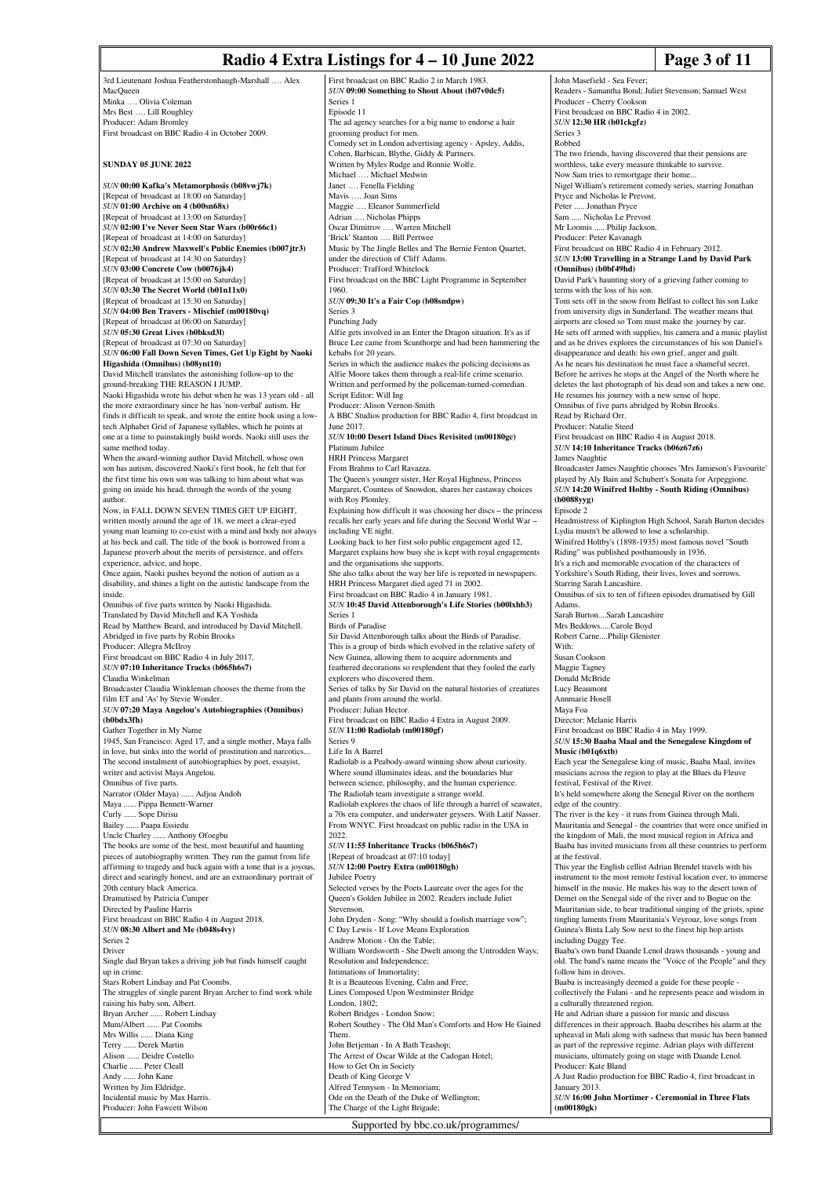3rd Lieutenant Joshua Featherstonhaugh-Marshall …. Alex MacQueen
Minka …. Olivia Coleman
Mrs Best …. Lill Roughley
Producer: Adam Bromley
First broadcast on BBC Radio 4 in October 2009.

## SUNDAY 05 JUNE 2022

*SUN* **00:00 Kafka's Metamorphosis (b08vwj7k)**
[Repeat of broadcast at 18:00 on Saturday]
*SUN* **01:00 Archive on 4 (b00sn68x)**
[Repeat of broadcast at 13:00 on Saturday]
*SUN* **02:00 I've Never Seen Star Wars (b00r66c1)**
[Repeat of broadcast at 14:00 on Saturday]
*SUN* **02:30 Andrew Maxwell's Public Enemies (b007jtr3)**
[Repeat of broadcast at 14:30 on Saturday]
*SUN* **03:00 Concrete Cow (b0076jk4)**
[Repeat of broadcast at 15:00 on Saturday]
*SUN* **03:30 The Secret World (b01n11x0)**
[Repeat of broadcast at 15:30 on Saturday]
*SUN* **04:00 Ben Travers - Mischief (m00180vq)**
[Repeat of broadcast at 06:00 on Saturday]
*SUN* **05:30 Great Lives (b0bksd3l)**
[Repeat of broadcast at 07:30 on Saturday]
*SUN* **06:00 Fall Down Seven Times, Get Up Eight by Naoki Higashida (Omnibus) (b08ynt10)**
David Mitchell translates the astonishing follow-up to the ground-breaking THE REASON I JUMP.
Naoki Higashida wrote his debut when he was 13 years old - all the more extraordinary since he has 'non-verbal' autism. He finds it difficult to speak, and wrote the entire book using a low-tech Alphabet Grid of Japanese syllables, which he points at one at a time to painstakingly build words. Naoki still uses the same method today.
When the award-winning author David Mitchell, whose own son has autism, discovered Naoki's first book, he felt that for the first time his own son was talking to him about what was going on inside his head, through the words of the young author.
Now, in FALL DOWN SEVEN TIMES GET UP EIGHT, written mostly around the age of 18, we meet a clear-eyed young man learning to co-exist with a mind and body not always at his beck and call. The title of the book is borrowed from a Japanese proverb about the merits of persistence, and offers experience, advice, and hope.
Once again, Naoki pushes beyond the notion of autism as a disability, and shines a light on the autistic landscape from the inside.
Omnibus of five parts written by Naoki Higashida.
Translated by David Mitchell and KA Yoshida
Read by Matthew Beard, and introduced by David Mitchell.
Abridged in five parts by Robin Brooks
Producer: Allegra McIlroy
First broadcast on BBC Radio 4 in July 2017.
*SUN* **07:10 Inheritance Tracks (b065h6s7)**
Claudia Winkelman
Broadcaster Claudia Winkleman chooses the theme from the film ET and 'As' by Stevie Wonder.
*SUN* **07:20 Maya Angelou's Autobiographies (Omnibus) (b0bdx3fh)**
Gather Together in My Name
1945, San Francisco: Aged 17, and a single mother, Maya falls in love, but sinks into the world of prostitution and narcotics...
The second instalment of autobiographies by poet, essayist, writer and activist Maya Angelou.
Omnibus of five parts.
Narrator (Older Maya) ...... Adjoa Andoh
Maya ...... Pippa Bennett-Warner
Curly ...... Sope Dirisu
Bailey ...... Paapa Essiedu
Uncle Charley ...... Anthony Ofoegbu
The books are some of the best, most beautiful and haunting pieces of autobiography written. They run the gamut from life affirming to tragedy and back again with a tone that is a joyous, direct and searingly honest, and are an extraordinary portrait of 20th century black America.
Dramatised by Patricia Cumper
Directed by Pauline Harris
First broadcast on BBC Radio 4 in August 2018.
*SUN* **08:30 Albert and Me (b048s4vy)**
Series 2
Driver
Single dad Bryan takes a driving job but finds himself caught up in crime.
Stars Robert Lindsay and Pat Coombs.
The struggles of single parent Bryan Archer to find work while raising his baby son, Albert.
Bryan Archer ...... Robert Lindsay
Mum/Albert ...... Pat Coombs
Mrs Willis ...... Diana King
Terry ...... Derek Martin
Alison ...... Deidre Costello
Charlie ...... Peter Cleall
Andy ...... John Kane
Written by Jim Eldridge.
Incidental music by Max Harris.
Producer: John Fawcett Wilson
First broadcast on BBC Radio 2 in March 1983.
*SUN* **09:00 Something to Shout About (b07v0dc5)**
Series 1
Episode 11
The ad agency searches for a big name to endorse a hair grooming product for men.
Comedy set in London advertising agency - Apsley, Addis, Cohen, Barbican, Blythe, Giddy & Partners.
Written by Myles Rudge and Ronnie Wolfe.
Michael …. Michael Medwin
Janet …. Fenella Fielding
Mavis …. Joan Sims
Maggie …. Eleanor Summerfield
Adrian …. Nicholas Phipps
Oscar Dimitrov …. Warren Mitchell
'Brick' Stanton …. Bill Pertwee
Music by The Jingle Belles and The Bernie Fenton Quartet, under the direction of Cliff Adams.
Producer: Trafford Whitelock
First broadcast on the BBC Light Programme in September 1960.
*SUN* **09:30 It's a Fair Cop (b08sndpw)**
Series 3
Punching Judy
Alfie gets involved in an Enter the Dragon situation. It's as if Bruce Lee came from Scunthorpe and had been hammering the kebabs for 20 years.
Series in which the audience makes the policing decisions as Alfie Moore takes them through a real-life crime scenario.
Written and performed by the policeman-turned-comedian.
Script Editor: Will Ing
Producer: Alison Vernon-Smith
A BBC Studios production for BBC Radio 4, first broadcast in June 2017.
*SUN* **10:00 Desert Island Discs Revisited (m00180gc)**
Platinum Jubilee
HRH Princess Margaret
From Brahms to Carl Ravazza.
The Queen's younger sister, Her Royal Highness, Princess Margaret, Countess of Snowdon, shares her castaway choices with Roy Plomley.
Explaining how difficult it was choosing her discs – the princess recalls her early years and life during the Second World War – including VE night.
Looking back to her first solo public engagement aged 12, Margaret explains how busy she is kept with royal engagements and the organisations she supports.
She also talks about the way her life is reported in newspapers.
HRH Princess Margaret died aged 71 in 2002.
First broadcast on BBC Radio 4 in January 1981.
*SUN* **10:45 David Attenborough's Life Stories (b00lxhb3)**
Series 1
Birds of Paradise
Sir David Attenborough talks about the Birds of Paradise.
This is a group of birds which evolved in the relative safety of New Guinea, allowing them to acquire adornments and feathered decorations so resplendent that they fooled the early explorers who discovered them.
Series of talks by Sir David on the natural histories of creatures and plants from around the world.
Producer: Julian Hector.
First broadcast on BBC Radio 4 Extra in August 2009.
*SUN* **11:00 Radiolab (m00180gf)**
Series 9
Life In A Barrel
Radiolab is a Peabody-award winning show about curiosity.
Where sound illuminates ideas, and the boundaries blur between science, philosophy, and the human experience.
The Radiolab team investigate a strange world.
Radiolab explores the chaos of life through a barrel of seawater, a 70s era computer, and underwater geysers. With Latif Nasser.
From WNYC. First broadcast on public radio in the USA in 2022.
*SUN* **11:55 Inheritance Tracks (b065h6s7)**
[Repeat of broadcast at 07:10 today]
*SUN* **12:00 Poetry Extra (m00180gh)**
Jubilee Poetry
Selected verses by the Poets Laureate over the ages for the Queen's Golden Jubilee in 2002. Readers include Juliet Stevenson.
John Dryden - Song: "Why should a foolish marriage vow";
C Day Lewis - If Love Means Exploration
Andrew Motion - On the Table;
William Wordsworth - She Dwelt among the Untrodden Ways;
Resolution and Independence;
Intimations of Immortality;
It is a Beauteous Evening, Calm and Free;
Lines Composed Upon Westminster Bridge
London, 1802;
Robert Bridges - London Snow;
Robert Southey - The Old Man's Comforts and How He Gained Them.
John Betjeman - In A Bath Teashop;
The Arrest of Oscar Wilde at the Cadogan Hotel;
How to Get On in Society
Death of King George V
Alfred Tennyson - In Memoriam;
Ode on the Death of the Duke of Wellington;
The Charge of the Light Brigade;
John Masefield - Sea Fever;
Readers - Samantha Bond; Juliet Stevenson; Samuel West
Producer - Cherry Cookson
First broadcast on BBC Radio 4 in 2002.
*SUN* **12:30 HR (b01ckgfz)**
Series 3
Robbed
The two friends, having discovered that their pensions are worthless, take every measure thinkable to survive.
Now Sam tries to remortgage their home...
Nigel William's retirement comedy series, starring Jonathan Pryce and Nicholas le Prevost.
Peter ..... Jonathan Pryce
Sam ..... Nicholas Le Prevost
Mr Loomis ..... Philip Jackson.
Producer: Peter Kavanagh
First broadcast on BBC Radio 4 in February 2012.
*SUN* **13:00 Travelling in a Strange Land by David Park (Omnibus) (b0bf49hd)**
David Park's haunting story of a grieving father coming to terms with the loss of his son.
Tom sets off in the snow from Belfast to collect his son Luke from university digs in Sunderland. The weather means that airports are closed so Tom must make the journey by car.
He sets off armed with supplies, his camera and a music playlist and as he drives explores the circumstances of his son Daniel's disappearance and death: his own grief, anger and guilt.
As he nears his destination he must face a shameful secret.
Before he arrives he stops at the Angel of the North where he deletes the last photograph of his dead son and takes a new one.
He resumes his journey with a new sense of hope.
Omnibus of five parts abridged by Robin Brooks.
Read by Richard Orr.
Producer: Natalie Steed
First broadcast on BBC Radio 4 in August 2018.
*SUN* **14:10 Inheritance Tracks (b06z67z6)**
James Naughtie
Broadcaster James Naughtie chooses 'Mrs Jamieson's Favourite' played by Aly Bain and Schubert's Sonata for Arpeggione.
*SUN* **14:20 Winifred Holtby - South Riding (Omnibus) (b0088yyg)**
Episode 2
Headmistress of Kiplington High School, Sarah Burton decides Lydia mustn't be allowed to lose a scholarship.
Winifred Holtby's (1898-1935) most famous novel "South Riding" was published posthumously in 1936.
It's a rich and memorable evocation of the characters of Yorkshire's South Riding, their lives, loves and sorrows.
Starring Sarah Lancashire.
Omnibus of six to ten of fifteen episodes dramatised by Gill Adams.
Sarah Burton....Sarah Lancashire
Mrs Beddows.....Carole Boyd
Robert Carne....Philip Glenister
With:
Susan Cookson
Maggie Tagney
Donald McBride
Lucy Beaumont
Annmarie Hosell
Maya Foa
Director: Melanie Harris
First broadcast on BBC Radio 4 in May 1999.
*SUN* **15:30 Baaba Maal and the Senegalese Kingdom of Music (b01q6xtb)**
Each year the Senegalese king of music, Baaba Maal, invites musicians across the region to play at the Blues du Fleuve festival, Festival of the River.
It's held somewhere along the Senegal River on the northern edge of the country.
The river is the key - it runs from Guinea through Mali, Mauritania and Senegal - the countries that were once unified in the kingdom of Mali, the most musical region in Africa and Baaba has invited musicians from all these countries to perform at the festival.
This year the English cellist Adrian Brendel travels with his instrument to the most remote festival location ever, to immerse himself in the music. He makes his way to the desert town of Demet on the Senegal side of the river and to Bogue on the Mauritanian side, to hear traditional singing of the griots, spine tingling laments from Mauritania's Veyrouz, love songs from Guinea's Binta Laly Sow next to the finest hip hop artists including Duggy Tee.
Baaba's own band Daande Lenol draws thousands - young and old. The band's name means the "Voice of the People" and they follow him in droves.
Baaba is increasingly deemed a guide for these people - collectively the Fulani - and he represents peace and wisdom in a culturally threatened region.
He and Adrian share a passion for music and discuss differences in their approach. Baaba describes his alarm at the upheaval in Mali along with sadness that music has been banned as part of the repressive regime. Adrian plays with different musicians, ultimately going on stage with Daande Lenol.
Producer: Kate Bland
A Just Radio production for BBC Radio 4, first broadcast in January 2013.
*SUN* **16:00 John Mortimer - Ceremonial in Three Flats (m00180gk)**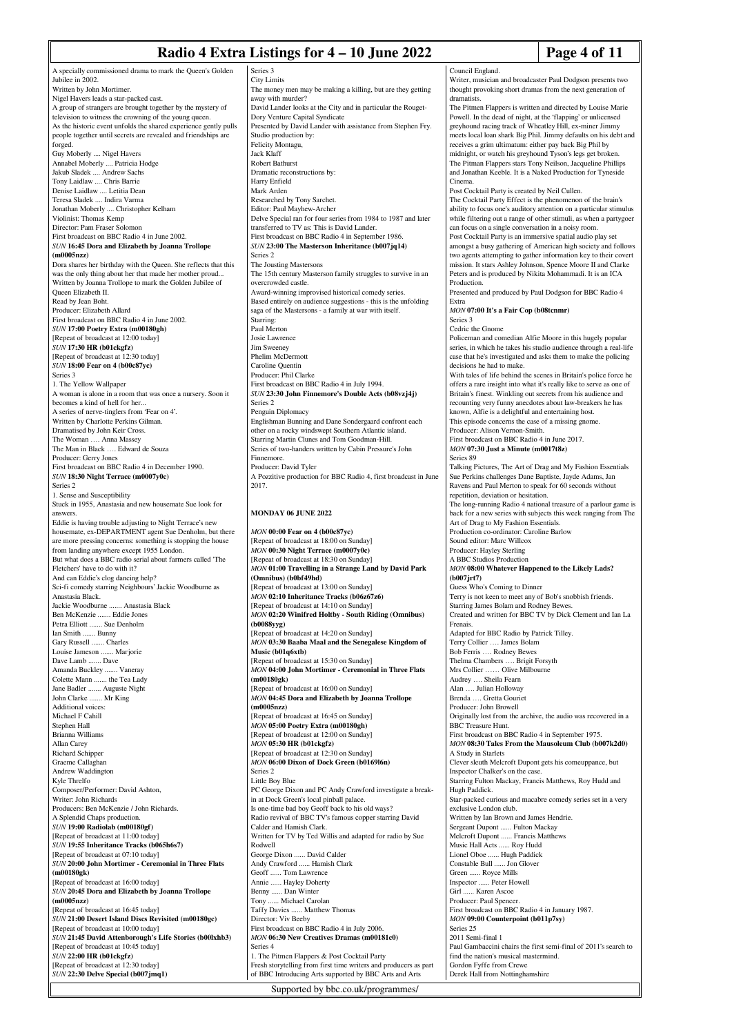A specially commissioned drama to mark the Queen's Golden Jubilee in 2002.
Written by John Mortimer.
Nigel Havers leads a star-packed cast.
A group of strangers are brought together by the mystery of television to witness the crowning of the young queen.
As the historic event unfolds the shared experience gently pulls people together until secrets are revealed and friendships are forged.
Guy Moberly .... Nigel Havers
Annabel Moberly .... Patricia Hodge
Jakub Sladek .... Andrew Sachs
Tony Laidlaw .... Chris Barrie
Denise Laidlaw .... Letitia Dean
Teresa Sladek .... Indira Varma
Jonathan Moberly .... Christopher Kelham
Violinist: Thomas Kemp
Director: Pam Fraser Solomon
First broadcast on BBC Radio 4 in June 2002.

*SUN* **16:45 Dora and Elizabeth by Joanna Trollope (m0005nzz)**
Dora shares her birthday with the Queen. She reflects that this was the only thing about her that made her mother proud...
Written by Joanna Trollope to mark the Golden Jubilee of Queen Elizabeth II.
Read by Jean Boht.
Producer: Elizabeth Allard
First broadcast on BBC Radio 4 in June 2002.

*SUN* **17:00 Poetry Extra (m00180gh)**
[Repeat of broadcast at 12:00 today]

*SUN* **17:30 HR (b01ckgfz)**
[Repeat of broadcast at 12:30 today]

*SUN* **18:00 Fear on 4 (b00c87yc)**
Series 3
1. The Yellow Wallpaper
A woman is alone in a room that was once a nursery. Soon it becomes a kind of hell for her...
A series of nerve-tinglers from 'Fear on 4'.
Written by Charlotte Perkins Gilman.
Dramatised by John Keir Cross.
The Woman …. Anna Massey
The Man in Black …. Edward de Souza
Producer: Gerry Jones
First broadcast on BBC Radio 4 in December 1990.

*SUN* **18:30 Night Terrace (m0007y0c)**
Series 2
1. Sense and Susceptibility
Stuck in 1955, Anastasia and new housemate Sue look for answers.
Eddie is having trouble adjusting to Night Terrace's new housemate, ex-DEPARTMENT agent Sue Denholm, but there are more pressing concerns: something is stopping the house from landing anywhere except 1955 London.
But what does a BBC radio serial about farmers called 'The Fletchers' have to do with it?
And can Eddie's clog dancing help?
Sci-fi comedy starring Neighbours' Jackie Woodburne as Anastasia Black.
Jackie Woodburne ....... Anastasia Black
Ben McKenzie ....... Eddie Jones
Petra Elliott ....... Sue Denholm
Ian Smith ....... Bunny
Gary Russell ....... Charles
Louise Jameson ....... Marjorie
Dave Lamb ....... Dave
Amanda Buckley ....... Vaneray
Colette Mann ....... the Tea Lady
Jane Badler ....... Auguste Night
John Clarke ....... Mr King
Additional voices:
Michael F Cahill
Stephen Hall
Brianna Williams
Allan Carey
Richard Schipper
Graeme Callaghan
Andrew Waddington
Kyle Threlfo
Composer/Performer: David Ashton,
Writer: John Richards
Producers: Ben McKenzie / John Richards.
A Splendid Chaps production.

*SUN* **19:00 Radiolab (m00180gf)**
[Repeat of broadcast at 11:00 today]

*SUN* **19:55 Inheritance Tracks (b065h6s7)**
[Repeat of broadcast at 07:10 today]

*SUN* **20:00 John Mortimer - Ceremonial in Three Flats (m00180gk)**
[Repeat of broadcast at 16:00 today]

*SUN* **20:45 Dora and Elizabeth by Joanna Trollope (m0005nzz)**
[Repeat of broadcast at 16:45 today]

*SUN* **21:00 Desert Island Discs Revisited (m00180gc)**
[Repeat of broadcast at 10:00 today]

*SUN* **21:45 David Attenborough's Life Stories (b00lxhb3)**
[Repeat of broadcast at 10:45 today]

*SUN* **22:00 HR (b01ckgfz)**
[Repeat of broadcast at 12:30 today]

*SUN* **22:30 Delve Special (b007jmq1)**
Series 3
City Limits
The money men may be making a killing, but are they getting away with murder?
David Lander looks at the City and in particular the Rouget-Dory Venture Capital Syndicate
Presented by David Lander with assistance from Stephen Fry.
Studio production by:
Felicity Montagu,
Jack Klaff
Robert Bathurst
Dramatic reconstructions by:
Harry Enfield
Mark Arden
Researched by Tony Sarchet.
Editor: Paul Mayhew-Archer
Delve Special ran for four series from 1984 to 1987 and later transferred to TV as: This is David Lander.
First broadcast on BBC Radio 4 in September 1986.

*SUN* **23:00 The Masterson Inheritance (b007jq14)**
Series 2
The Jousting Mastersons
The 15th century Masterson family struggles to survive in an overcrowded castle.
Award-winning improvised historical comedy series.
Based entirely on audience suggestions - this is the unfolding saga of the Mastersons - a family at war with itself.
Starring:
Paul Merton
Josie Lawrence
Jim Sweeney
Phelim McDermott
Caroline Quentin
Producer: Phil Clarke
First broadcast on BBC Radio 4 in July 1994.

*SUN* **23:30 John Finnemore's Double Acts (b08vzj4j)**
Series 2
Penguin Diplomacy
Englishman Bunning and Dane Sondergaard confront each other on a rocky windswept Southern Atlantic island.
Starring Martin Clunes and Tom Goodman-Hill.
Series of two-handers written by Cabin Pressure's John Finnemore.
Producer: David Tyler
A Pozzitive production for BBC Radio 4, first broadcast in June 2017.

## MONDAY 06 JUNE 2022

*MON* **00:00 Fear on 4 (b00c87yc)**
[Repeat of broadcast at 18:00 on Sunday]

*MON* **00:30 Night Terrace (m0007y0c)**
[Repeat of broadcast at 18:30 on Sunday]

*MON* **01:00 Travelling in a Strange Land by David Park (Omnibus) (b0bf49hd)**
[Repeat of broadcast at 13:00 on Sunday]

*MON* **02:10 Inheritance Tracks (b06z67z6)**
[Repeat of broadcast at 14:10 on Sunday]

*MON* **02:20 Winifred Holtby - South Riding (Omnibus) (b0088yyg)**
[Repeat of broadcast at 14:20 on Sunday]

*MON* **03:30 Baaba Maal and the Senegalese Kingdom of Music (b01q6xtb)**
[Repeat of broadcast at 15:30 on Sunday]

*MON* **04:00 John Mortimer - Ceremonial in Three Flats (m00180gk)**
[Repeat of broadcast at 16:00 on Sunday]

*MON* **04:45 Dora and Elizabeth by Joanna Trollope (m0005nzz)**
[Repeat of broadcast at 16:45 on Sunday]

*MON* **05:00 Poetry Extra (m00180gh)**
[Repeat of broadcast at 12:00 on Sunday]

*MON* **05:30 HR (b01ckgfz)**
[Repeat of broadcast at 12:30 on Sunday]

*MON* **06:00 Dixon of Dock Green (b0169l6n)**
Series 2
Little Boy Blue
PC George Dixon and PC Andy Crawford investigate a break-in at Dock Green's local pinball palace.
Is one-time bad boy Geoff back to his old ways?
Radio revival of BBC TV's famous copper starring David Calder and Hamish Clark.
Written for TV by Ted Willis and adapted for radio by Sue Rodwell
George Dixon ...... David Calder
Andy Crawford ...... Hamish Clark
Geoff ...... Tom Lawrence
Annie ...... Hayley Doherty
Benny ...... Dan Winter
Tony ...... Michael Carolan
Taffy Davies ...... Matthew Thomas
Director: Viv Beeby
First broadcast on BBC Radio 4 in July 2006.

*MON* **06:30 New Creatives Dramas (m00181c0)**
Series 4
1. The Pitmen Flappers & Post Cocktail Party
Fresh storytelling from first time writers and producers as part of BBC Introducing Arts supported by BBC Arts and Arts Council England.
Writer, musician and broadcaster Paul Dodgson presents two thought provoking short dramas from the next generation of dramatists.
The Pitmen Flappers is written and directed by Louise Marie Powell. In the dead of night, at the 'flapping' or unlicensed greyhound racing track of Wheatley Hill, ex-miner Jimmy meets local loan shark Big Phil. Jimmy defaults on his debt and receives a grim ultimatum: either pay back Big Phil by midnight, or watch his greyhound Tyson's legs get broken.
The Pitman Flappers stars Tony Neilson, Jacqueline Phillips and Jonathan Keeble. It is a Naked Production for Tyneside Cinema.
Post Cocktail Party is created by Neil Cullen.
The Cocktail Party Effect is the phenomenon of the brain's ability to focus one's auditory attention on a particular stimulus while filtering out a range of other stimuli, as when a partygoer can focus on a single conversation in a noisy room.
Post Cocktail Party is an immersive spatial audio play set amongst a busy gathering of American high society and follows two agents attempting to gather information key to their covert mission. It stars Ashley Johnson, Spence Moore II and Clarke Peters and is produced by Nikita Mohammadi. It is an ICA Production.
Presented and produced by Paul Dodgson for BBC Radio 4 Extra

*MON* **07:00 It's a Fair Cop (b08tcnmr)**
Series 3
Cedric the Gnome
Policeman and comedian Alfie Moore in this hugely popular series, in which he takes his studio audience through a real-life case that he's investigated and asks them to make the policing decisions he had to make.
With tales of life behind the scenes in Britain's police force he offers a rare insight into what it's really like to serve as one of Britain's finest. Winkling out secrets from his audience and recounting very funny anecdotes about law-breakers he has known, Alfie is a delightful and entertaining host.
This episode concerns the case of a missing gnome.
Producer: Alison Vernon-Smith.
First broadcast on BBC Radio 4 in June 2017.

*MON* **07:30 Just a Minute (m0017t8z)**
Series 89
Talking Pictures, The Art of Drag and My Fashion Essentials
Sue Perkins challenges Dane Baptiste, Jayde Adams, Jan Ravens and Paul Merton to speak for 60 seconds without repetition, deviation or hesitation.
The long-running Radio 4 national treasure of a parlour game is back for a new series with subjects this week ranging from The Art of Drag to My Fashion Essentials.
Production co-ordinator: Caroline Barlow
Sound editor: Marc Willcox
Producer: Hayley Sterling
A BBC Studios Production

*MON* **08:00 Whatever Happened to the Likely Lads? (b007jrt7)**
Guess Who's Coming to Dinner
Terry is not keen to meet any of Bob's snobbish friends.
Starring James Bolam and Rodney Bewes.
Created and written for BBC TV by Dick Clement and Ian La Frenais.
Adapted for BBC Radio by Patrick Tilley.
Terry Collier …. James Bolam
Bob Ferris …. Rodney Bewes
Thelma Chambers …. Brigit Forsyth
Mrs Collier …… Olive Milbourne
Audrey …. Sheila Fearn
Alan …. Julian Holloway
Brenda …. Gretta Gouriet
Producer: John Browell
Originally lost from the archive, the audio was recovered in a BBC Treasure Hunt.
First broadcast on BBC Radio 4 in September 1975.

*MON* **08:30 Tales From the Mausoleum Club (b007k2d0)**
A Study in Starlets
Clever sleuth Melcroft Dupont gets his comeuppance, but Inspector Chalker's on the case.
Starring Fulton Mackay, Francis Matthews, Roy Hudd and Hugh Paddick.
Star-packed curious and macabre comedy series set in a very exclusive London club.
Written by Ian Brown and James Hendrie.
Sergeant Dupont ...... Fulton Mackay
Melcroft Dupont ...... Francis Matthews
Music Hall Acts ...... Roy Hudd
Lionel Oboe ...... Hugh Paddick
Constable Bull ...... Jon Glover
Green ...... Royce Mills
Inspector ...... Peter Howell
Girl ...... Karen Ascoe
Producer: Paul Spencer.
First broadcast on BBC Radio 4 in January 1987.

*MON* **09:00 Counterpoint (b011p7sy)**
Series 25
2011 Semi-final 1
Paul Gambaccini chairs the first semi-final of 2011's search to find the nation's musical mastermind.
Gordon Fyffe from Crewe
Derek Hall from Nottinghamshire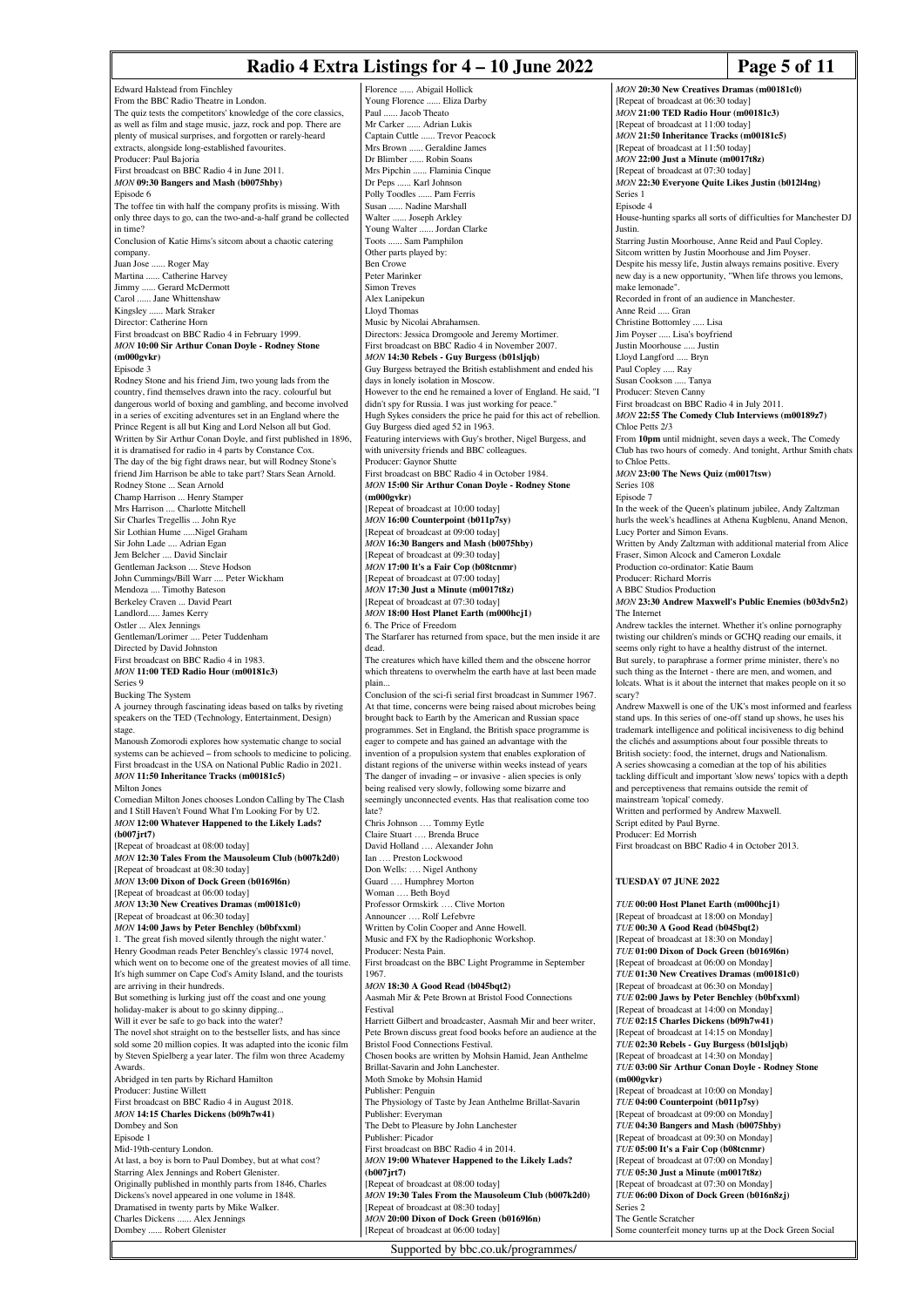Edward Halstead from Finchley
From the BBC Radio Theatre in London.
The quiz tests the competitors' knowledge of the core classics, as well as film and stage music, jazz, rock and pop. There are plenty of musical surprises, and forgotten or rarely-heard extracts, alongside long-established favourites.
Producer: Paul Bajoria
First broadcast on BBC Radio 4 in June 2011.

*MON* **09:30 Bangers and Mash (b0075hby)**
Episode 6
The toffee tin with half the company profits is missing. With only three days to go, can the two-and-a-half grand be collected in time?
Conclusion of Katie Hims's sitcom about a chaotic catering company.
Juan Jose ...... Roger May
Martina ...... Catherine Harvey
Jimmy ...... Gerard McDermott
Carol ...... Jane Whittenshaw
Kingsley ...... Mark Straker
Director: Catherine Horn
First broadcast on BBC Radio 4 in February 1999.

*MON* **10:00 Sir Arthur Conan Doyle - Rodney Stone (m000gvkr)**
Episode 3
Rodney Stone and his friend Jim, two young lads from the country, find themselves drawn into the racy. colourful but dangerous world of boxing and gambling, and become involved in a series of exciting adventures set in an England where the Prince Regent is all but King and Lord Nelson all but God.
Written by Sir Arthur Conan Doyle, and first published in 1896, it is dramatised for radio in 4 parts by Constance Cox.
The day of the big fight draws near, but will Rodney Stone's friend Jim Harrison be able to take part? Stars Sean Arnold.
Rodney Stone ... Sean Arnold
Champ Harrison ... Henry Stamper
Mrs Harrison .... Charlotte Mitchell
Sir Charles Tregellis ... John Rye
Sir Lothian Hume .....Nigel Graham
Sir John Lade .... Adrian Egan
Jem Belcher .... David Sinclair
Gentleman Jackson .... Steve Hodson
John Cummings/Bill Warr .... Peter Wickham
Mendoza .... Timothy Bateson
Berkeley Craven ... David Peart
Landlord..... James Kerry
Ostler ... Alex Jennings
Gentleman/Lorimer .... Peter Tuddenham
Directed by David Johnston
First broadcast on BBC Radio 4 in 1983.

*MON* **11:00 TED Radio Hour (m00181c3)**
Series 9
Bucking The System
A journey through fascinating ideas based on talks by riveting speakers on the TED (Technology, Entertainment, Design) stage.
Manoush Zomorodi explores how systematic change to social systems can be achieved – from schools to medicine to policing.
First broadcast in the USA on National Public Radio in 2021.

*MON* **11:50 Inheritance Tracks (m00181c5)**
Milton Jones
Comedian Milton Jones chooses London Calling by The Clash and I Still Haven't Found What I'm Looking For by U2.

*MON* **12:00 Whatever Happened to the Likely Lads? (b007jrt7)**
[Repeat of broadcast at 08:00 today]

*MON* **12:30 Tales From the Mausoleum Club (b007k2d0)**
[Repeat of broadcast at 08:30 today]

*MON* **13:00 Dixon of Dock Green (b0169l6n)**
[Repeat of broadcast at 06:00 today]

*MON* **13:30 New Creatives Dramas (m00181c0)**
[Repeat of broadcast at 06:30 today]

*MON* **14:00 Jaws by Peter Benchley (b0bfxxml)**
1. 'The great fish moved silently through the night water.'
Henry Goodman reads Peter Benchley's classic 1974 novel, which went on to become one of the greatest movies of all time.
It's high summer on Cape Cod's Amity Island, and the tourists are arriving in their hundreds.
But something is lurking just off the coast and one young holiday-maker is about to go skinny dipping...
Will it ever be safe to go back into the water?
The novel shot straight on to the bestseller lists, and has since sold some 20 million copies. It was adapted into the iconic film by Steven Spielberg a year later. The film won three Academy Awards.
Abridged in ten parts by Richard Hamilton
Producer: Justine Willett
First broadcast on BBC Radio 4 in August 2018.

*MON* **14:15 Charles Dickens (b09h7w41)**
Dombey and Son
Episode 1
Mid-19th-century London.
At last, a boy is born to Paul Dombey, but at what cost?
Starring Alex Jennings and Robert Glenister.
Originally published in monthly parts from 1846, Charles Dickens's novel appeared in one volume in 1848.
Dramatised in twenty parts by Mike Walker.
Charles Dickens ...... Alex Jennings
Dombey ...... Robert Glenister
Florence ...... Abigail Hollick
Young Florence ...... Eliza Darby
Paul ...... Jacob Theato
Mr Carker ...... Adrian Lukis
Captain Cuttle ...... Trevor Peacock
Mrs Brown ...... Geraldine James
Dr Blimber ...... Robin Soans
Mrs Pipchin ...... Flaminia Cinque
Dr Peps ...... Karl Johnson
Polly Toodles ...... Pam Ferris
Susan ...... Nadine Marshall
Walter ...... Joseph Arkley
Young Walter ...... Jordan Clarke
Toots ...... Sam Pamphilon
Other parts played by:
Ben Crowe
Peter Marinker
Simon Treves
Alex Lanipekun
Lloyd Thomas
Music by Nicolai Abrahamsen.
Directors: Jessica Dromgoole and Jeremy Mortimer.
First broadcast on BBC Radio 4 in November 2007.

*MON* **14:30 Rebels - Guy Burgess (b01sljqb)**
Guy Burgess betrayed the British establishment and ended his days in lonely isolation in Moscow.
However to the end he remained a lover of England. He said, "I didn't spy for Russia. I was just working for peace."
Hugh Sykes considers the price he paid for this act of rebellion.
Guy Burgess died aged 52 in 1963.
Featuring interviews with Guy's brother, Nigel Burgess, and with university friends and BBC colleagues.
Producer: Gaynor Shutte
First broadcast on BBC Radio 4 in October 1984.

*MON* **15:00 Sir Arthur Conan Doyle - Rodney Stone (m000gvkr)**
[Repeat of broadcast at 10:00 today]

*MON* **16:00 Counterpoint (b011p7sy)**
[Repeat of broadcast at 09:00 today]

*MON* **16:30 Bangers and Mash (b0075hby)**
[Repeat of broadcast at 09:30 today]

*MON* **17:00 It's a Fair Cop (b08tcnmr)**
[Repeat of broadcast at 07:00 today]

*MON* **17:30 Just a Minute (m0017t8z)**
[Repeat of broadcast at 07:30 today]

*MON* **18:00 Host Planet Earth (m000hcj1)**
6. The Price of Freedom
The Starfarer has returned from space, but the men inside it are dead.
The creatures which have killed them and the obscene horror which threatens to overwhelm the earth have at last been made plain...
Conclusion of the sci-fi serial first broadcast in Summer 1967.
At that time, concerns were being raised about microbes being brought back to Earth by the American and Russian space programmes. Set in England, the British space programme is eager to compete and has gained an advantage with the invention of a propulsion system that enables exploration of distant regions of the universe within weeks instead of years
The danger of invading – or invasive - alien species is only being realised very slowly, following some bizarre and seemingly unconnected events. Has that realisation come too late?
Chris Johnson …. Tommy Eytle
Claire Stuart …. Brenda Bruce
David Holland …. Alexander John
Ian …. Preston Lockwood
Don Wells: …. Nigel Anthony
Guard …. Humphrey Morton
Woman …. Beth Boyd
Professor Ormskirk …. Clive Morton
Announcer …. Rolf Lefebvre
Written by Colin Cooper and Anne Howell.
Music and FX by the Radiophonic Workshop.
Producer: Nesta Pain.
First broadcast on the BBC Light Programme in September 1967.

*MON* **18:30 A Good Read (b045bqt2)**
Aasmah Mir & Pete Brown at Bristol Food Connections Festival
Harriett Gilbert and broadcaster, Aasmah Mir and beer writer, Pete Brown discuss great food books before an audience at the Bristol Food Connections Festival.
Chosen books are written by Mohsin Hamid, Jean Anthelme Brillat-Savarin and John Lanchester.
Moth Smoke by Mohsin Hamid
Publisher: Penguin
The Physiology of Taste by Jean Anthelme Brillat-Savarin
Publisher: Everyman
The Debt to Pleasure by John Lanchester
Publisher: Picador
First broadcast on BBC Radio 4 in 2014.

*MON* **19:00 Whatever Happened to the Likely Lads? (b007jrt7)**
[Repeat of broadcast at 08:00 today]

*MON* **19:30 Tales From the Mausoleum Club (b007k2d0)**
[Repeat of broadcast at 08:30 today]

*MON* **20:00 Dixon of Dock Green (b0169l6n)**
[Repeat of broadcast at 06:00 today]

*MON* **20:30 New Creatives Dramas (m00181c0)**
[Repeat of broadcast at 06:30 today]

*MON* **21:00 TED Radio Hour (m00181c3)**
[Repeat of broadcast at 11:00 today]

*MON* **21:50 Inheritance Tracks (m00181c5)**
[Repeat of broadcast at 11:50 today]

*MON* **22:00 Just a Minute (m0017t8z)**
[Repeat of broadcast at 07:30 today]

*MON* **22:30 Everyone Quite Likes Justin (b012l4ng)**
Series 1
Episode 4
House-hunting sparks all sorts of difficulties for Manchester DJ Justin.
Starring Justin Moorhouse, Anne Reid and Paul Copley.
Sitcom written by Justin Moorhouse and Jim Poyser.
Despite his messy life, Justin always remains positive. Every new day is a new opportunity, "When life throws you lemons, make lemonade".
Recorded in front of an audience in Manchester.
Anne Reid ..... Gran
Christine Bottomley ..... Lisa
Jim Poyser ..... Lisa's boyfriend
Justin Moorhouse ..... Justin
Lloyd Langford ..... Bryn
Paul Copley ..... Ray
Susan Cookson ..... Tanya
Producer: Steven Canny
First broadcast on BBC Radio 4 in July 2011.

*MON* **22:55 The Comedy Club Interviews (m00189z7)**
Chloe Petts 2/3
From **10pm** until midnight, seven days a week, The Comedy Club has two hours of comedy. And tonight, Arthur Smith chats to Chloe Petts.

*MON* **23:00 The News Quiz (m0017tsw)**
Series 108
Episode 7
In the week of the Queen's platinum jubilee, Andy Zaltzman hurls the week's headlines at Athena Kugblenu, Anand Menon, Lucy Porter and Simon Evans.
Written by Andy Zaltzman with additional material from Alice Fraser, Simon Alcock and Cameron Loxdale
Production co-ordinator: Katie Baum
Producer: Richard Morris
A BBC Studios Production

*MON* **23:30 Andrew Maxwell's Public Enemies (b03dv5n2)**
The Internet
Andrew tackles the internet. Whether it's online pornography twisting our children's minds or GCHQ reading our emails, it seems only right to have a healthy distrust of the internet.
But surely, to paraphrase a former prime minister, there's no such thing as the Internet - there are men, and women, and lolcats. What is it about the internet that makes people on it so scary?
Andrew Maxwell is one of the UK's most informed and fearless stand ups. In this series of one-off stand up shows, he uses his trademark intelligence and political incisiveness to dig behind the clichés and assumptions about four possible threats to British society: food, the internet, drugs and Nationalism.
A series showcasing a comedian at the top of his abilities tackling difficult and important 'slow news' topics with a depth and perceptiveness that remains outside the remit of mainstream 'topical' comedy.
Written and performed by Andrew Maxwell.
Script edited by Paul Byrne.
Producer: Ed Morrish
First broadcast on BBC Radio 4 in October 2013.

## TUESDAY 07 JUNE 2022

*TUE* **00:00 Host Planet Earth (m000hcj1)**
[Repeat of broadcast at 18:00 on Monday]

*TUE* **00:30 A Good Read (b045bqt2)**
[Repeat of broadcast at 18:30 on Monday]

*TUE* **01:00 Dixon of Dock Green (b0169l6n)**
[Repeat of broadcast at 06:00 on Monday]

*TUE* **01:30 New Creatives Dramas (m00181c0)**
[Repeat of broadcast at 06:30 on Monday]

*TUE* **02:00 Jaws by Peter Benchley (b0bfxxml)**
[Repeat of broadcast at 14:00 on Monday]

*TUE* **02:15 Charles Dickens (b09h7w41)**
[Repeat of broadcast at 14:15 on Monday]

*TUE* **02:30 Rebels - Guy Burgess (b01sljqb)**
[Repeat of broadcast at 14:30 on Monday]

*TUE* **03:00 Sir Arthur Conan Doyle - Rodney Stone (m000gvkr)**
[Repeat of broadcast at 10:00 on Monday]

*TUE* **04:00 Counterpoint (b011p7sy)**
[Repeat of broadcast at 09:00 on Monday]

*TUE* **04:30 Bangers and Mash (b0075hby)**
[Repeat of broadcast at 09:30 on Monday]

*TUE* **05:00 It's a Fair Cop (b08tcnmr)**
[Repeat of broadcast at 07:00 on Monday]

*TUE* **05:30 Just a Minute (m0017t8z)**
[Repeat of broadcast at 07:30 on Monday]

*TUE* **06:00 Dixon of Dock Green (b016n8zj)**
Series 2
The Gentle Scratcher
Some counterfeit money turns up at the Dock Green Social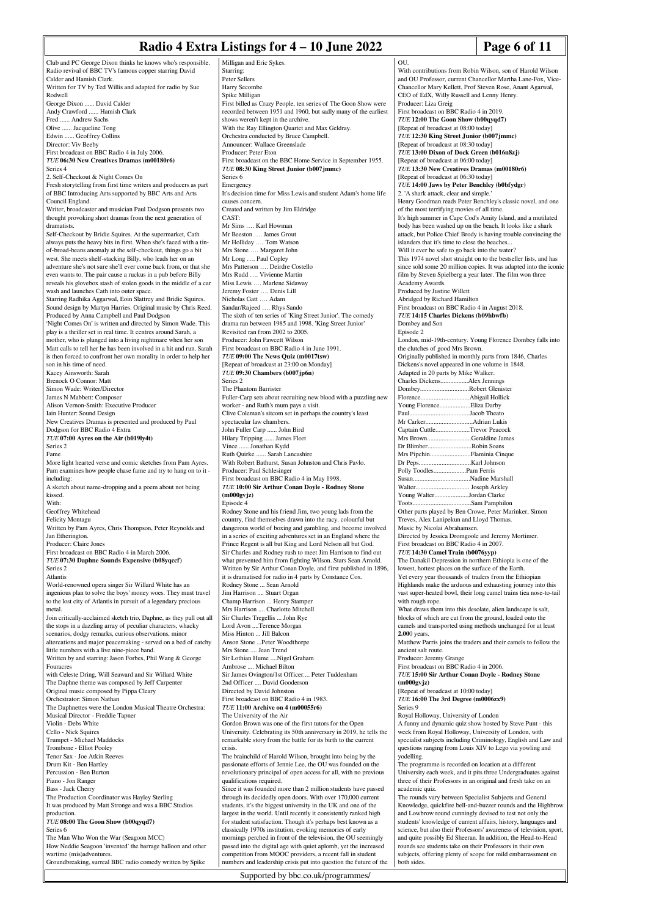Club and PC George Dixon thinks he knows who's responsible.
Radio revival of BBC TV's famous copper starring David Calder and Hamish Clark.
Written for TV by Ted Willis and adapted for radio by Sue Rodwell
George Dixon ...... David Calder
Andy Crawford ...... Hamish Clark
Fred ...... Andrew Sachs
Olive ...... Jacqueline Tong
Edwin ...... Geoffrey Collins
Director: Viv Beeby
First broadcast on BBC Radio 4 in July 2006.

*TUE* **06:30 New Creatives Dramas (m00180r6)**
Series 4
2. Self-Checkout & Night Comes On
Fresh storytelling from first time writers and producers as part of BBC Introducing Arts supported by BBC Arts and Arts Council England.
Writer, broadcaster and musician Paul Dodgson presents two thought provoking short dramas from the next generation of dramatists.
Self-Checkout by Bridie Squires. At the supermarket, Cath always puts the heavy bits in first. When she's faced with a tin-of-broad-beans anomaly at the self-checkout, things go a bit west. She meets shelf-stacking Billy, who leads her on an adventure she's not sure she'll ever come back from, or that she even wants to. The pair cause a ruckus in a pub before Billy reveals his glovebox stash of stolen goods in the middle of a car wash and launches Cath into outer space.
Starring Radhika Aggarwal, Eoin Slattrey and Bridie Squires.
Sound design by Martyn Harries. Original music by Chris Reed.
Produced by Anna Campbell and Paul Dodgson
'Night Comes On' is written and directed by Simon Wade. This play is a thriller set in real time. It centres around Sarah, a mother, who is plunged into a living nightmare when her son Matt calls to tell her he has been involved in a hit and run. Sarah is then forced to confront her own morality in order to help her son in his time of need.
Kacey Ainsworth: Sarah
Brenock O Connor: Matt
Simon Wade: Writer/Director
James N Mabbett: Composer
Alison Vernon-Smith: Executive Producer
Iain Hunter: Sound Design
New Creatives Dramas is presented and produced by Paul Dodgson for BBC Radio 4 Extra

*TUE* **07:00 Ayres on the Air (b019ly4t)**
Series 2
Fame
More light hearted verse and comic sketches from Pam Ayres.
Pam examines how people chase fame and try to hang on to it - including:
A sketch about name-dropping and a poem about not being kissed.
With:
Geoffrey Whitehead
Felicity Montagu
Written by Pam Ayres, Chris Thompson, Peter Reynolds and Jan Etherington.
Producer: Claire Jones
First broadcast on BBC Radio 4 in March 2006.

*TUE* **07:30 Daphne Sounds Expensive (b08yqccf)**
Series 2
Atlantis
World-renowned opera singer Sir Willard White has an ingenious plan to solve the boys' money woes. They must travel to the lost city of Atlantis in pursuit of a legendary precious metal.
Join critically-acclaimed sketch trio, Daphne, as they pull out all the stops in a dazzling array of peculiar characters, whacky scenarios, dodgy remarks, curious observations, minor altercations and major peacemaking - served on a bed of catchy little numbers with a live nine-piece band.
Written by and starring: Jason Forbes, Phil Wang & George Fouracres
with Celeste Dring, Will Seaward and Sir Willard White
The Daphne theme was composed by Jeff Carpenter
Original music composed by Pippa Cleary
Orchestrator: Simon Nathan
The Daphnettes were the London Musical Theatre Orchestra:
Musical Director - Freddie Tapner
Violin - Debs White
Cello - Nick Squires
Trumpet - Michael Maddocks
Trombone - Elliot Pooley
Tenor Sax - Joe Atkin Reeves
Drum Kit - Ben Hartley
Percussion - Ben Burton
Piano - Jon Ranger
Bass - Jack Cherry
The Production Coordinator was Hayley Sterling
It was produced by Matt Stronge and was a BBC Studios production.

*TUE* **08:00 The Goon Show (b00qyqd7)**
Series 6
The Man Who Won the War (Seagoon MCC)
How Neddie Seagoon 'invented' the barrage balloon and other wartime (mis)adventures.
Groundbreaking, surreal BBC radio comedy written by Spike Milligan and Eric Sykes.
Starring:
Peter Sellers
Harry Secombe
Spike Milligan
First billed as Crazy People, ten series of The Goon Show were recorded between 1951 and 1960, but sadly many of the earliest shows weren't kept in the archive.
With the Ray Ellington Quartet and Max Geldray.
Orchestra conducted by Bruce Campbell.
Announcer: Wallace Greenslade
Producer: Peter Eton
First broadcast on the BBC Home Service in September 1955.

*TUE* **08:30 King Street Junior (b007jmmc)**
Series 6
Emergency
It's decision time for Miss Lewis and student Adam's home life causes concern.
Created and written by Jim Eldridge
CAST:
Mr Sims …. Karl Howman
Mr Beeston …. James Grout
Mr Holliday …. Tom Watson
Mrs Stone …. Margaret John
Mr Long …. Paul Copley
Mrs Patterson …. Deirdre Costello
Mrs Rudd …. Vivienne Martin
Miss Lewis …. Marlene Sidaway
Jeremy Foster …. Denis Lill
Nicholas Gatt …. Adam
Sandar/Rajeed …. Rhys Sando
The sixth of ten series of 'King Street Junior'. The comedy drama ran between 1985 and 1998. 'King Street Junior' Revisited ran from 2002 to 2005.
Producer: John Fawcett Wilson
First broadcast on BBC Radio 4 in June 1991.

*TUE* **09:00 The News Quiz (m0017tsw)**
[Repeat of broadcast at 23:00 on Monday]

*TUE* **09:30 Chambers (b007jp6n)**
Series 2
The Phantom Barrister
Fuller-Carp sets about recruiting new blood with a puzzling new worker - and Ruth's mum pays a visit.
Clive Coleman's sitcom set in perhaps the country's least spectacular law chambers.
John Fuller Carp ...... John Bird
Hilary Tripping ...... James Fleet
Vince ...... Jonathan Kydd
Ruth Quirke ...... Sarah Lancashire
With Robert Bathurst, Susan Johnston and Chris Pavlo.
Producer: Paul Schlesinger
First broadcast on BBC Radio 4 in May 1998.

*TUE* **10:00 Sir Arthur Conan Doyle - Rodney Stone (m000gvjz)**
Episode 4
Rodney Stone and his friend Jim, two young lads from the country, find themselves drawn into the racy. colourful but dangerous world of boxing and gambling, and become involved in a series of exciting adventures set in an England where the Prince Regent is all but King and Lord Nelson all but God.
Sir Charles and Rodney rush to meet Jim Harrison to find out what prevented him from fighting Wilson. Stars Sean Arnold.
Written by Sir Arthur Conan Doyle, and first published in 1896, it is dramatised for radio in 4 parts by Constance Cox.
Rodney Stone ... Sean Arnold
Jim Harrison .... Stuart Organ
Champ Harrison ... Henry Stamper
Mrs Harrison .... Charlotte Mitchell
Sir Charles Tregellis ... John Rye
Lord Avon ....Terence Morgan
Miss Hinton ... Jill Balcon
Anson Stone ...Peter Woodthorpe
Mrs Stone .... Jean Trend
Sir Lothian Hume ....Nigel Graham
Ambrose .... Michael Bilton
Sir James Ovington/1st Officer.... Peter Tuddenham
2nd Officer .... David Gooderson
Directed by David Johnston
First broadcast on BBC Radio 4 in 1983.

*TUE* **11:00 Archive on 4 (m00055r6)**
The University of the Air
Gordon Brown was one of the first tutors for the Open University. Celebrating its 50th anniversary in 2019, he tells the remarkable story from the battle for its birth to the current crisis.
The brainchild of Harold Wilson, brought into being by the passionate efforts of Jennie Lee, the OU was founded on the revolutionary principal of open access for all, with no previous qualifications required.
Since it was founded more than 2 million students have passed through its decidedly open doors. With over 170,000 current students, it's the biggest university in the UK and one of the largest in the world. Until recently it consistently ranked high for student satisfaction. Though it's perhaps best known as a classically 1970s institution, evoking memories of early mornings perched in front of the television, the OU seemingly passed into the digital age with quiet aplomb, yet the increased competition from MOOC providers, a recent fall in student numbers and leadership crisis put into question the future of the OU.
With contributions from Robin Wilson, son of Harold Wilson and OU Professor, current Chancellor Martha Lane-Fox, Vice-Chancellor Mary Kellett, Prof Steven Rose, Anant Agarwal, CEO of EdX, Willy Russell and Lenny Henry.
Producer: Liza Greig
First broadcast on BBC Radio 4 in 2019.

*TUE* **12:00 The Goon Show (b00qyqd7)**
[Repeat of broadcast at 08:00 today]

*TUE* **12:30 King Street Junior (b007jmmc)**
[Repeat of broadcast at 08:30 today]

*TUE* **13:00 Dixon of Dock Green (b016n8zj)**
[Repeat of broadcast at 06:00 today]

*TUE* **13:30 New Creatives Dramas (m00180r6)**
[Repeat of broadcast at 06:30 today]

*TUE* **14:00 Jaws by Peter Benchley (b0bfydgr)**
2. 'A shark attack, clear and simple.'
Henry Goodman reads Peter Benchley's classic novel, and one of the most terrifying movies of all time.
It's high summer in Cape Cod's Amity Island, and a mutilated body has been washed up on the beach. It looks like a shark attack, but Police Chief Brody is having trouble convincing the islanders that it's time to close the beaches...
Will it ever be safe to go back into the water?
This 1974 novel shot straight on to the bestseller lists, and has since sold some 20 million copies. It was adapted into the iconic film by Steven Spielberg a year later. The film won three Academy Awards.
Produced by Justine Willett
Abridged by Richard Hamilton
First broadcast on BBC Radio 4 in August 2018.

*TUE* **14:15 Charles Dickens (b09hbwfb)**
Dombey and Son
Episode 2
London, mid-19th-century. Young Florence Dombey falls into the clutches of good Mrs Brown.
Originally published in monthly parts from 1846, Charles Dickens's novel appeared in one volume in 1848.
Adapted in 20 parts by Mike Walker.
Charles Dickens.................Alex Jennings
Dombey..............................Robert Glenister
Florence..............................Abigail Hollick
Young Florence..................Eliza Darby
Paul....................................Jacob Theato
Mr Carker............................Adrian Lukis
Captain Cuttle.....................Trevor Peacock
Mrs Brown..........................Geraldine James
Dr Blimber..........................Robin Soans
Mrs Pipchin.........................Flaminia Cinque
Dr Peps...............................Karl Johnson
Polly Toodles....................Pam Ferris
Susan..................................Nadine Marshall
Walter................................. Joseph Arkley
Young Walter.....................Jordan Clarke
Toots...................................Sam Pamphilon
Other parts played by Ben Crowe, Peter Marinker, Simon Treves, Alex Lanipekun and Lloyd Thomas.
Music by Nicolai Abrahamsen.
Directed by Jessica Dromgoole and Jeremy Mortimer.
First broadcast on BBC Radio 4 in 2007.

*TUE* **14:30 Camel Train (b0076yyp)**
The Danakil Depression in northern Ethiopia is one of the lowest, hottest places on the surface of the Earth.
Yet every year thousands of traders from the Ethiopian Highlands make the arduous and exhausting journey into this vast super-heated bowl, their long camel trains tea nose-to-tail with rough rope.
What draws them into this desolate, alien landscape is salt, blocks of which are cut from the ground, loaded onto the camels and transported using methods unchanged for at least **2.00**0 years.
Matthew Parris joins the traders and their camels to follow the ancient salt route.
Producer: Jeremy Grange
First broadcast on BBC Radio 4 in 2006.

*TUE* **15:00 Sir Arthur Conan Doyle - Rodney Stone (m000gvjz)**
[Repeat of broadcast at 10:00 today]

*TUE* **16:00 The 3rd Degree (m0006zx9)**
Series 9
Royal Holloway, University of London
A funny and dynamic quiz show hosted by Steve Punt - this week from Royal Holloway, University of London, with specialist subjects including Criminology, English and Law and questions ranging from Louis XIV to Lego via yowling and yodelling.
The programme is recorded on location at a different University each week, and it pits three Undergraduates against three of their Professors in an original and fresh take on an academic quiz.
The rounds vary between Specialist Subjects and General Knowledge, quickfire bell-and-buzzer rounds and the Highbrow and Lowbrow round cunningly devised to test not only the students' knowledge of current affairs, history, languages and science, but also their Professors' awareness of television, sport, and quite possibly Ed Sheeran. In addition, the Head-to-Head rounds see students take on their Professors in their own subjects, offering plenty of scope for mild embarrassment on both sides.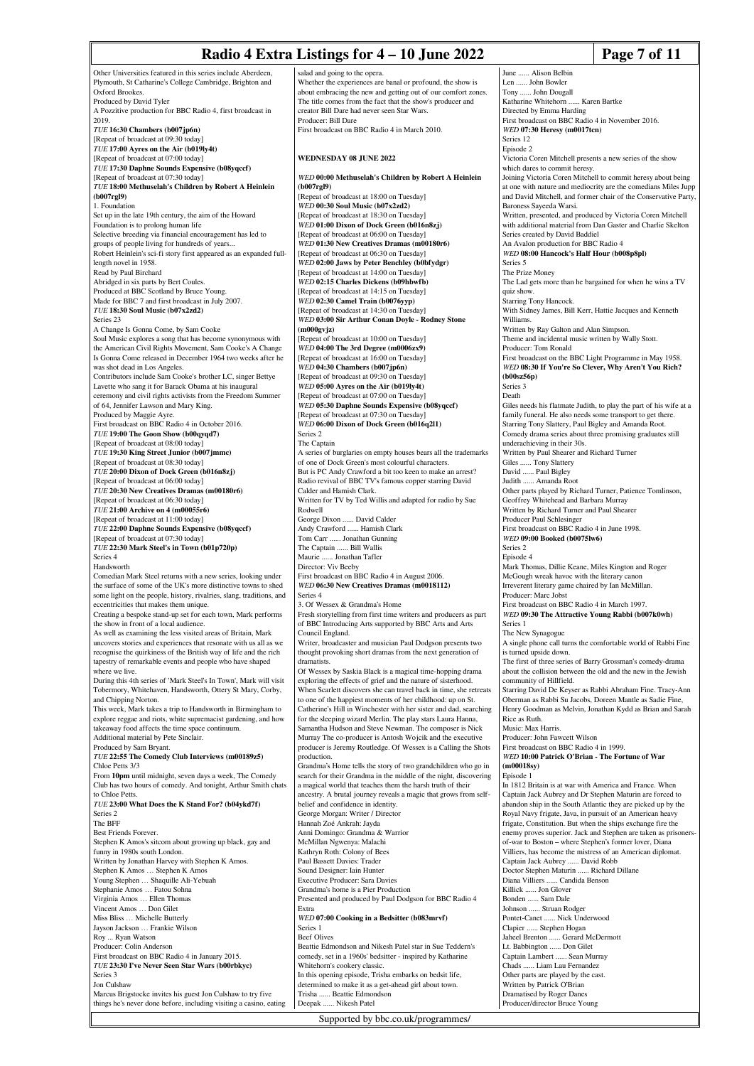Other Universities featured in this series include Aberdeen, Plymouth, St Catharine's College Cambridge, Brighton and Oxford Brookes.
Produced by David Tyler
A Pozzitive production for BBC Radio 4, first broadcast in 2019.

*TUE* **16:30 Chambers (b007jp6n)**
[Repeat of broadcast at 09:30 today]

*TUE* **17:00 Ayres on the Air (b019ly4t)**
[Repeat of broadcast at 07:00 today]

*TUE* **17:30 Daphne Sounds Expensive (b08yqccf)**
[Repeat of broadcast at 07:30 today]

*TUE* **18:00 Methuselah's Children by Robert A Heinlein (b007rgl9)**
1. Foundation
Set up in the late 19th century, the aim of the Howard Foundation is to prolong human life
Selective breeding via financial encouragement has led to groups of people living for hundreds of years...
Robert Heinlein's sci-fi story first appeared as an expanded full-length novel in 1958.
Read by Paul Birchard
Abridged in six parts by Bert Coules.
Produced at BBC Scotland by Bruce Young.
Made for BBC 7 and first broadcast in July 2007.

*TUE* **18:30 Soul Music (b07x2zd2)**
Series 23
A Change Is Gonna Come, by Sam Cooke
Soul Music explores a song that has become synonymous with the American Civil Rights Movement, Sam Cooke's A Change Is Gonna Come released in December 1964 two weeks after he was shot dead in Los Angeles.
Contributors include Sam Cooke's brother LC, singer Bettye Lavette who sang it for Barack Obama at his inaugural ceremony and civil rights activists from the Freedom Summer of 64, Jennifer Lawson and Mary King.
Produced by Maggie Ayre.
First broadcast on BBC Radio 4 in October 2016.

*TUE* **19:00 The Goon Show (b00qyqd7)**
[Repeat of broadcast at 08:00 today]

*TUE* **19:30 King Street Junior (b007jmmc)**
[Repeat of broadcast at 08:30 today]

*TUE* **20:00 Dixon of Dock Green (b016n8zj)**
[Repeat of broadcast at 06:00 today]

*TUE* **20:30 New Creatives Dramas (m00180r6)**
[Repeat of broadcast at 06:30 today]

*TUE* **21:00 Archive on 4 (m00055r6)**
[Repeat of broadcast at 11:00 today]

*TUE* **22:00 Daphne Sounds Expensive (b08yqccf)**
[Repeat of broadcast at 07:30 today]

*TUE* **22:30 Mark Steel's in Town (b01p720p)**
Series 4
Handsworth
Comedian Mark Steel returns with a new series, looking under the surface of some of the UK's more distinctive towns to shed some light on the people, history, rivalries, slang, traditions, and eccentricities that makes them unique.
Creating a bespoke stand-up set for each town, Mark performs the show in front of a local audience.
As well as examining the less visited areas of Britain, Mark uncovers stories and experiences that resonate with us all as we recognise the quirkiness of the British way of life and the rich tapestry of remarkable events and people who have shaped where we live.
During this 4th series of 'Mark Steel's In Town', Mark will visit Tobermory, Whitehaven, Handsworth, Ottery St Mary, Corby, and Chipping Norton.
This week, Mark takes a trip to Handsworth in Birmingham to explore reggae and riots, white supremacist gardening, and how takeaway food affects the time space continuum.
Additional material by Pete Sinclair.
Produced by Sam Bryant.

*TUE* **22:55 The Comedy Club Interviews (m00189z5)**
Chloe Petts 3/3
From **10pm** until midnight, seven days a week, The Comedy Club has two hours of comedy. And tonight, Arthur Smith chats to Chloe Petts.

*TUE* **23:00 What Does the K Stand For? (b04ykd7f)**
Series 2
The BFF
Best Friends Forever.
Stephen K Amos's sitcom about growing up black, gay and funny in 1980s south London.
Written by Jonathan Harvey with Stephen K Amos.
Stephen K Amos … Stephen K Amos
Young Stephen … Shaquille Ali-Yebuah
Stephanie Amos … Fatou Sohna
Virginia Amos … Ellen Thomas
Vincent Amos … Don Gilet
Miss Bliss … Michelle Butterly
Jayson Jackson … Frankie Wilson
Roy ... Ryan Watson
Producer: Colin Anderson
First broadcast on BBC Radio 4 in January 2015.

*TUE* **23:30 I've Never Seen Star Wars (b00rbkyc)**
Series 3
Jon Culshaw
Marcus Brigstocke invites his guest Jon Culshaw to try five things he's never done before, including visiting a casino, eating salad and going to the opera.
Whether the experiences are banal or profound, the show is about embracing the new and getting out of our comfort zones.
The title comes from the fact that the show's producer and creator Bill Dare had never seen Star Wars.
Producer: Bill Dare
First broadcast on BBC Radio 4 in March 2010.

## WEDNESDAY 08 JUNE 2022

*WED* **00:00 Methuselah's Children by Robert A Heinlein (b007rgl9)**
[Repeat of broadcast at 18:00 on Tuesday]

*WED* **00:30 Soul Music (b07x2zd2)**
[Repeat of broadcast at 18:30 on Tuesday]

*WED* **01:00 Dixon of Dock Green (b016n8zj)**
[Repeat of broadcast at 06:00 on Tuesday]

*WED* **01:30 New Creatives Dramas (m00180r6)**
[Repeat of broadcast at 06:30 on Tuesday]

*WED* **02:00 Jaws by Peter Benchley (b0bfydgr)**
[Repeat of broadcast at 14:00 on Tuesday]

*WED* **02:15 Charles Dickens (b09hbwfb)**
[Repeat of broadcast at 14:15 on Tuesday]

*WED* **02:30 Camel Train (b0076yyp)**
[Repeat of broadcast at 14:30 on Tuesday]

*WED* **03:00 Sir Arthur Conan Doyle - Rodney Stone (m000gvjz)**
[Repeat of broadcast at 10:00 on Tuesday]

*WED* **04:00 The 3rd Degree (m0006zx9)**
[Repeat of broadcast at 16:00 on Tuesday]

*WED* **04:30 Chambers (b007jp6n)**
[Repeat of broadcast at 09:30 on Tuesday]

*WED* **05:00 Ayres on the Air (b019ly4t)**
[Repeat of broadcast at 07:00 on Tuesday]

*WED* **05:30 Daphne Sounds Expensive (b08yqccf)**
[Repeat of broadcast at 07:30 on Tuesday]

*WED* **06:00 Dixon of Dock Green (b016q2l1)**
Series 2
The Captain
A series of burglaries on empty houses bears all the trademarks of one of Dock Green's most colourful characters.
But is PC Andy Crawford a bit too keen to make an arrest?
Radio revival of BBC TV's famous copper starring David Calder and Hamish Clark.
Written for TV by Ted Willis and adapted for radio by Sue Rodwell
George Dixon ...... David Calder
Andy Crawford ...... Hamish Clark
Tom Carr ...... Jonathan Gunning
The Captain ...... Bill Wallis
Maurie ...... Jonathan Tafler
Director: Viv Beeby
First broadcast on BBC Radio 4 in August 2006.

*WED* **06:30 New Creatives Dramas (m0018112)**
Series 4
3. Of Wessex & Grandma's Home
Fresh storytelling from first time writers and producers as part of BBC Introducing Arts supported by BBC Arts and Arts Council England.
Writer, broadcaster and musician Paul Dodgson presents two thought provoking short dramas from the next generation of dramatists.
Of Wessex by Saskia Black is a magical time-hopping drama exploring the effects of grief and the nature of sisterhood.
When Scarlett discovers she can travel back in time, she retreats to one of the happiest moments of her childhood: up on St. Catherine's Hill in Winchester with her sister and dad, searching for the sleeping wizard Merlin. The play stars Laura Hanna, Samantha Hudson and Steve Newman. The composer is Nick Murray The co-producer is Antosh Wojcik and the executive producer is Jeremy Routledge. Of Wessex is a Calling the Shots production.
Grandma's Home tells the story of two grandchildren who go in search for their Grandma in the middle of the night, discovering a magical world that teaches them the harsh truth of their ancestry. A brutal journey reveals a magic that grows from self-belief and confidence in identity.
George Morgan: Writer / Director
Hannah Zoé Ankrah: Jayda
Anni Domingo: Grandma & Warrior
McMillan Ngwenya: Malachi
Kathryn Roth: Colony of Bees
Paul Bassett Davies: Trader
Sound Designer: Iain Hunter
Executive Producer: Sara Davies
Grandma's home is a Pier Production
Presented and produced by Paul Dodgson for BBC Radio 4 Extra

*WED* **07:00 Cooking in a Bedsitter (b083mrvf)**
Series 1
Beef Olives
Beattie Edmondson and Nikesh Patel star in Sue Teddern's comedy, set in a 1960s' bedsitter - inspired by Katharine Whitehorn's cookery classic.
In this opening episode, Trisha embarks on bedsit life, determined to make it as a get-ahead girl about town.
Trisha ...... Beattie Edmondson
Deepak ...... Nikesh Patel
June ...... Alison Belbin
Len ...... John Bowler
Tony ...... John Dougall
Katharine Whitehorn ...... Karen Bartke
Directed by Emma Harding
First broadcast on BBC Radio 4 in November 2016.

*WED* **07:30 Heresy (m0017tcn)**
Series 12
Episode 2
Victoria Coren Mitchell presents a new series of the show which dares to commit heresy.
Joining Victoria Coren Mitchell to commit heresy about being at one with nature and mediocrity are the comedians Miles Jupp and David Mitchell, and former chair of the Conservative Party, Baroness Sayeeda Warsi.
Written, presented, and produced by Victoria Coren Mitchell with additional material from Dan Gaster and Charlie Skelton
Series created by David Baddiel
An Avalon production for BBC Radio 4

*WED* **08:00 Hancock's Half Hour (b008p8pl)**
Series 5
The Prize Money
The Lad gets more than he bargained for when he wins a TV quiz show.
Starring Tony Hancock.
With Sidney James, Bill Kerr, Hattie Jacques and Kenneth Williams.
Written by Ray Galton and Alan Simpson.
Theme and incidental music written by Wally Stott.
Producer: Tom Ronald
First broadcast on the BBC Light Programme in May 1958.

*WED* **08:30 If You're So Clever, Why Aren't You Rich? (b00sz56p)**
Series 3
Death
Giles needs his flatmate Judith, to play the part of his wife at a family funeral. He also needs some transport to get there.
Starring Tony Slattery, Paul Bigley and Amanda Root.
Comedy drama series about three promising graduates still underachieving in their 30s.
Written by Paul Shearer and Richard Turner
Giles ...... Tony Slattery
David ...... Paul Bigley
Judith ...... Amanda Root
Other parts played by Richard Turner, Patience Tomlinson, Geoffrey Whitehead and Barbara Murray
Written by Richard Turner and Paul Shearer
Producer Paul Schlesinger
First broadcast on BBC Radio 4 in June 1998.

*WED* **09:00 Booked (b0075lw6)**
Series 2
Episode 4
Mark Thomas, Dillie Keane, Miles Kington and Roger McGough wreak havoc with the literary canon
Irreverent literary game chaired by Ian McMillan.
Producer: Marc Jobst
First broadcast on BBC Radio 4 in March 1997.

*WED* **09:30 The Attractive Young Rabbi (b007k0wh)**
Series 1
The New Synagogue
A single phone call turns the comfortable world of Rabbi Fine is turned upside down.
The first of three series of Barry Grossman's comedy-drama about the collision between the old and the new in the Jewish community of Hillfield.
Starring David De Keyser as Rabbi Abraham Fine. Tracy-Ann Oberman as Rabbi Su Jacobs, Doreen Mantle as Sadie Fine, Henry Goodman as Melvin, Jonathan Kydd as Brian and Sarah Rice as Ruth.
Music: Max Harris.
Producer: John Fawcett Wilson
First broadcast on BBC Radio 4 in 1999.

*WED* **10:00 Patrick O'Brian - The Fortune of War (m00018sy)**
Episode 1
In 1812 Britain is at war with America and France. When Captain Jack Aubrey and Dr Stephen Maturin are forced to abandon ship in the South Atlantic they are picked up by the Royal Navy frigate, Java, in pursuit of an American heavy frigate, Constitution. But when the ships exchange fire the enemy proves superior. Jack and Stephen are taken as prisoners-of-war to Boston – where Stephen's former lover, Diana Villiers, has become the mistress of an American diplomat.
Captain Jack Aubrey ...... David Robb
Doctor Stephen Maturin ...... Richard Dillane
Diana Villiers ...... Candida Benson
Killick ...... Jon Glover
Bonden ...... Sam Dale
Johnson ...... Struan Rodger
Pontet-Canet ...... Nick Underwood
Clapier ...... Stephen Hogan
Jaheel Brenton ...... Gerard McDermott
Lt. Babbington ...... Don Gilet
Captain Lambert ...... Sean Murray
Chads ...... Liam Lau Fernandez
Other parts are played by the cast.
Written by Patrick O'Brian
Dramatised by Roger Danes
Producer/director Bruce Young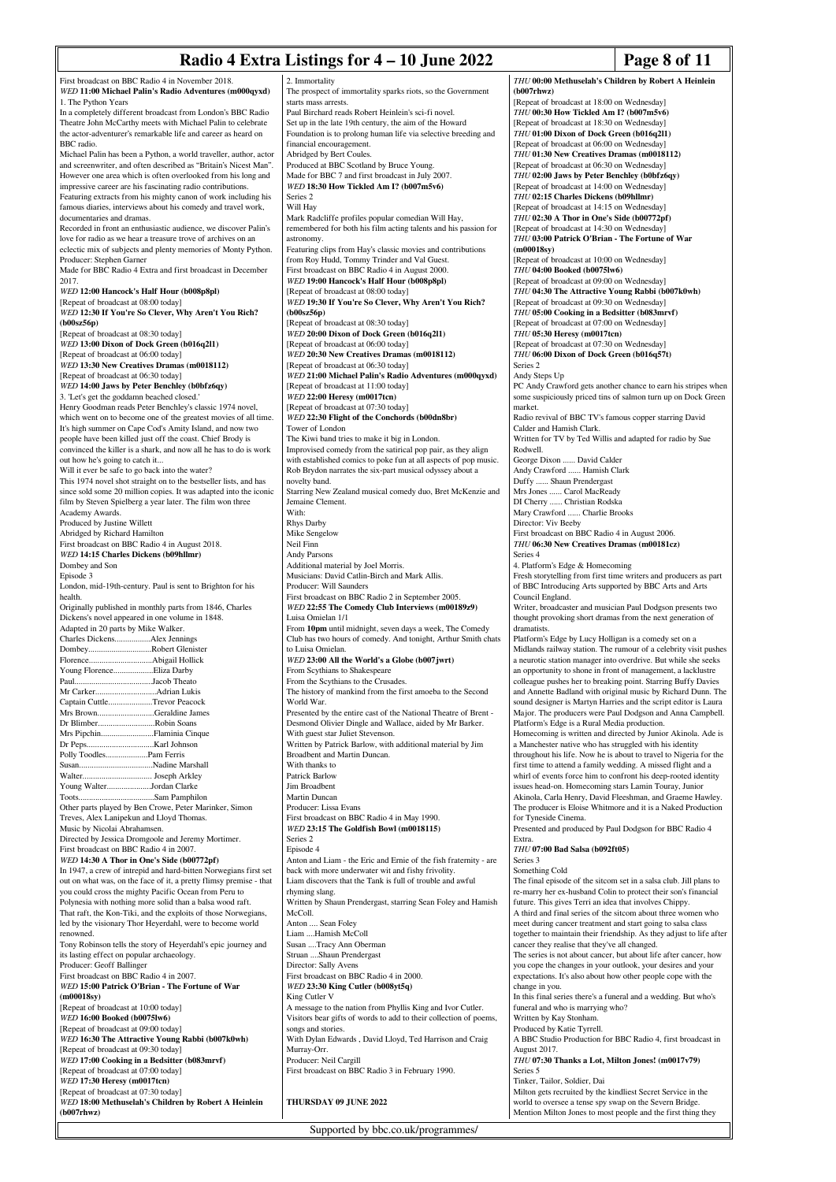First broadcast on BBC Radio 4 in November 2018.

*WED* **11:00 Michael Palin's Radio Adventures (m000qyxd)**

1. The Python Years

In a completely different broadcast from London's BBC Radio Theatre John McCarthy meets with Michael Palin to celebrate the actor-adventurer's remarkable life and career as heard on BBC radio.

Michael Palin has been a Python, a world traveller, author, actor and screenwriter, and often described as "Britain's Nicest Man". However one area which is often overlooked from his long and impressive career are his fascinating radio contributions. Featuring extracts from his mighty canon of work including his famous diaries, interviews about his comedy and travel work, documentaries and dramas.

Recorded in front an enthusiastic audience, we discover Palin's love for radio as we hear a treasure trove of archives on an eclectic mix of subjects and plenty memories of Monty Python.

Producer: Stephen Garner

Made for BBC Radio 4 Extra and first broadcast in December 2017.

*WED* **12:00 Hancock's Half Hour (b008p8pl)**

[Repeat of broadcast at 08:00 today]

*WED* **12:30 If You're So Clever, Why Aren't You Rich? (b00sz56p)**

[Repeat of broadcast at 08:30 today]

*WED* **13:00 Dixon of Dock Green (b016q2l1)**

[Repeat of broadcast at 06:00 today]

*WED* **13:30 New Creatives Dramas (m0018112)**

[Repeat of broadcast at 06:30 today]

*WED* **14:00 Jaws by Peter Benchley (b0bfz6qy)**

3. 'Let's get the goddamn beached closed.'

Henry Goodman reads Peter Benchley's classic 1974 novel, which went on to become one of the greatest movies of all time. It's high summer on Cape Cod's Amity Island, and now two people have been killed just off the coast. Chief Brody is convinced the killer is a shark, and now all he has to do is work out how he's going to catch it...

Will it ever be safe to go back into the water?

This 1974 novel shot straight on to the bestseller lists, and has since sold some 20 million copies. It was adapted into the iconic film by Steven Spielberg a year later. The film won three Academy Awards.

Produced by Justine Willett

Abridged by Richard Hamilton

First broadcast on BBC Radio 4 in August 2018.

*WED* **14:15 Charles Dickens (b09hllmr)**

Dombey and Son

Episode 3

London, mid-19th-century. Paul is sent to Brighton for his health.

Originally published in monthly parts from 1846, Charles Dickens's novel appeared in one volume in 1848.

Adapted in 20 parts by Mike Walker.

Charles Dickens.................Alex Jennings
Dombey.............................Robert Glenister
Florence..............................Abigail Hollick
Young Florence..................Eliza Darby
Paul....................................Jacob Theato
Mr Carker............................Adrian Lukis
Captain Cuttle.....................Trevor Peacock
Mrs Brown..........................Geraldine James
Dr Blimber..........................Robin Soans
Mrs Pipchin.........................Flaminia Cinque
Dr Peps...............................Karl Johnson
Polly Toodles....................Pam Ferris
Susan..................................Nadine Marshall
Walter................................ Joseph Arkley
Young Walter....................Jordan Clarke
Toots...................................Sam Pamphilon

Other parts played by Ben Crowe, Peter Marinker, Simon Treves, Alex Lanipekun and Lloyd Thomas.

Music by Nicolai Abrahamsen.

Directed by Jessica Dromgoole and Jeremy Mortimer.

First broadcast on BBC Radio 4 in 2007.

*WED* **14:30 A Thor in One's Side (b00772pf)**

In 1947, a crew of intrepid and hard-bitten Norwegians first set out on what was, on the face of it, a pretty flimsy premise - that you could cross the mighty Pacific Ocean from Peru to Polynesia with nothing more solid than a balsa wood raft. That raft, the Kon-Tiki, and the exploits of those Norwegians, led by the visionary Thor Heyerdahl, were to become world renowned.

Tony Robinson tells the story of Heyerdahl's epic journey and its lasting effect on popular archaeology.

Producer: Geoff Ballinger

First broadcast on BBC Radio 4 in 2007.

*WED* **15:00 Patrick O'Brian - The Fortune of War (m00018sy)**

[Repeat of broadcast at 10:00 today]

*WED* **16:00 Booked (b0075lw6)**

[Repeat of broadcast at 09:00 today]

*WED* **16:30 The Attractive Young Rabbi (b007k0wh)**

[Repeat of broadcast at 09:30 today]

*WED* **17:00 Cooking in a Bedsitter (b083mrvf)**

[Repeat of broadcast at 07:00 today]

*WED* **17:30 Heresy (m0017tcn)**

[Repeat of broadcast at 07:30 today]

*WED* **18:00 Methuselah's Children by Robert A Heinlein (b007rhwz)**

2. Immortality

The prospect of immortality sparks riots, so the Government starts mass arrests.

Paul Birchard reads Robert Heinlein's sci-fi novel.

Set up in the late 19th century, the aim of the Howard Foundation is to prolong human life via selective breeding and financial encouragement.

Abridged by Bert Coules.

Produced at BBC Scotland by Bruce Young.

Made for BBC 7 and first broadcast in July 2007.

*WED* **18:30 How Tickled Am I? (b007m5v6)**

Series 2

Will Hay

Mark Radcliffe profiles popular comedian Will Hay, remembered for both his film acting talents and his passion for astronomy.

Featuring clips from Hay's classic movies and contributions from Roy Hudd, Tommy Trinder and Val Guest.

First broadcast on BBC Radio 4 in August 2000.

*WED* **19:00 Hancock's Half Hour (b008p8pl)**

[Repeat of broadcast at 08:00 today]

*WED* **19:30 If You're So Clever, Why Aren't You Rich? (b00sz56p)**

[Repeat of broadcast at 08:30 today]

*WED* **20:00 Dixon of Dock Green (b016q2l1)**

[Repeat of broadcast at 06:00 today]

*WED* **20:30 New Creatives Dramas (m0018112)**

[Repeat of broadcast at 06:30 today]

*WED* **21:00 Michael Palin's Radio Adventures (m000qyxd)**

[Repeat of broadcast at 11:00 today]

*WED* **22:00 Heresy (m0017tcn)**

[Repeat of broadcast at 07:30 today]

*WED* **22:30 Flight of the Conchords (b00dn8br)**

Tower of London

The Kiwi band tries to make it big in London.

Improvised comedy from the satirical pop pair, as they align with established comics to poke fun at all aspects of pop music. Rob Brydon narrates the six-part musical odyssey about a novelty band.

Starring New Zealand musical comedy duo, Bret McKenzie and Jemaine Clement.

With:
Rhys Darby
Mike Sengelow
Neil Finn
Andy Parsons

Additional material by Joel Morris.

Musicians: David Catlin-Birch and Mark Allis.

Producer: Will Saunders

First broadcast on BBC Radio 2 in September 2005.

*WED* **22:55 The Comedy Club Interviews (m00189z9)**

Luisa Omielan 1/1

From **10pm** until midnight, seven days a week, The Comedy Club has two hours of comedy. And tonight, Arthur Smith chats to Luisa Omielan.

*WED* **23:00 All the World's a Globe (b007jwrt)**

From Scythians to Shakespeare

From the Scythians to the Crusades.

The history of mankind from the first amoeba to the Second World War.

Presented by the entire cast of the National Theatre of Brent - Desmond Olivier Dingle and Wallace, aided by Mr Barker.

With guest star Juliet Stevenson.

Written by Patrick Barlow, with additional material by Jim Broadbent and Martin Duncan.

With thanks to
Patrick Barlow
Jim Broadbent
Martin Duncan

Producer: Lissa Evans

First broadcast on BBC Radio 4 in May 1990.

*WED* **23:15 The Goldfish Bowl (m0018115)**

Series 2

Episode 4

Anton and Liam - the Eric and Ernie of the fish fraternity - are back with more underwater wit and fishy frivolity.

Liam discovers that the Tank is full of trouble and awful rhyming slang.

Written by Shaun Prendergast, starring Sean Foley and Hamish McColl.

Anton .... Sean Foley
Liam ....Hamish McColl
Susan ....Tracy Ann Oberman
Struan ....Shaun Prendergast

Director: Sally Avens

First broadcast on BBC Radio 4 in 2000.

*WED* **23:30 King Cutler (b008yt5q)**

King Cutler V

A message to the nation from Phyllis King and Ivor Cutler. Visitors bear gifts of words to add to their collection of poems, songs and stories.

With Dylan Edwards , David Lloyd, Ted Harrison and Craig Murray-Orr.

Producer: Neil Cargill

First broadcast on BBC Radio 3 in February 1990.

## THURSDAY 09 JUNE 2022

*THU* **00:00 Methuselah's Children by Robert A Heinlein (b007rhwz)**

[Repeat of broadcast at 18:00 on Wednesday]

*THU* **00:30 How Tickled Am I? (b007m5v6)**

[Repeat of broadcast at 18:30 on Wednesday]

*THU* **01:00 Dixon of Dock Green (b016q2l1)**

[Repeat of broadcast at 06:00 on Wednesday]

*THU* **01:30 New Creatives Dramas (m0018112)**

[Repeat of broadcast at 06:30 on Wednesday]

*THU* **02:00 Jaws by Peter Benchley (b0bfz6qy)**

[Repeat of broadcast at 14:00 on Wednesday]

*THU* **02:15 Charles Dickens (b09hllmr)**

[Repeat of broadcast at 14:15 on Wednesday]

*THU* **02:30 A Thor in One's Side (b00772pf)**

[Repeat of broadcast at 14:30 on Wednesday]

*THU* **03:00 Patrick O'Brian - The Fortune of War (m00018sy)**

[Repeat of broadcast at 10:00 on Wednesday]

*THU* **04:00 Booked (b0075lw6)**

[Repeat of broadcast at 09:00 on Wednesday]

*THU* **04:30 The Attractive Young Rabbi (b007k0wh)**

[Repeat of broadcast at 09:30 on Wednesday]

*THU* **05:00 Cooking in a Bedsitter (b083mrvf)**

[Repeat of broadcast at 07:00 on Wednesday]

*THU* **05:30 Heresy (m0017tcn)**

[Repeat of broadcast at 07:30 on Wednesday]

*THU* **06:00 Dixon of Dock Green (b016q57t)**

Series 2

Andy Steps Up

PC Andy Crawford gets another chance to earn his stripes when some suspiciously priced tins of salmon turn up on Dock Green market.

Radio revival of BBC TV's famous copper starring David Calder and Hamish Clark.

Written for TV by Ted Willis and adapted for radio by Sue Rodwell.

George Dixon ...... David Calder
Andy Crawford ...... Hamish Clark
Duffy ...... Shaun Prendergast
Mrs Jones ...... Carol MacReady
DI Cherry ...... Christian Rodska
Mary Crawford ...... Charlie Brooks

Director: Viv Beeby

First broadcast on BBC Radio 4 in August 2006.

*THU* **06:30 New Creatives Dramas (m00181cz)**

Series 4

4. Platform's Edge & Homecoming

Fresh storytelling from first time writers and producers as part of BBC Introducing Arts supported by BBC Arts and Arts Council England.

Writer, broadcaster and musician Paul Dodgson presents two thought provoking short dramas from the next generation of dramatists.

Platform's Edge by Lucy Holligan is a comedy set on a Midlands railway station. The rumour of a celebrity visit pushes a neurotic station manager into overdrive. But while she seeks an opportunity to shine in front of management, a lacklustre colleague pushes her to breaking point. Starring Buffy Davies and Annette Badland with original music by Richard Dunn. The sound designer is Martyn Harries and the script editor is Laura Major. The producers were Paul Dodgson and Anna Campbell. Platform's Edge is a Rural Media production.

Homecoming is written and directed by Junior Akinola. Ade is a Manchester native who has struggled with his identity throughout his life. Now he is about to travel to Nigeria for the first time to attend a family wedding. A missed flight and a whirl of events force him to confront his deep-rooted identity issues head-on. Homecoming stars Lamin Touray, Junior Akinola, Carla Henry, David Fleeshman, and Graeme Hawley. The producer is Eloise Whitmore and it is a Naked Production for Tyneside Cinema.

Presented and produced by Paul Dodgson for BBC Radio 4 Extra.

*THU* **07:00 Bad Salsa (b092ft05)**

Series 3

Something Cold

The final episode of the sitcom set in a salsa club. Jill plans to re-marry her ex-husband Colin to protect their son's financial future. This gives Terri an idea that involves Chippy.

A third and final series of the sitcom about three women who meet during cancer treatment and start going to salsa class together to maintain their friendship. As they adjust to life after cancer they realise that they've all changed.

The series is not about cancer, but about life after cancer, how you cope the changes in your outlook, your desires and your expectations. It's also about how other people cope with the change in you.

In this final series there's a funeral and a wedding. But who's funeral and who is marrying who?

Written by Kay Stonham.

Produced by Katie Tyrrell.

A BBC Studio Production for BBC Radio 4, first broadcast in August 2017.

*THU* **07:30 Thanks a Lot, Milton Jones! (m0017v79)**

Series 5

Tinker, Tailor, Soldier, Dai

Milton gets recruited by the kindliest Secret Service in the world to oversee a tense spy swap on the Severn Bridge.

Mention Milton Jones to most people and the first thing they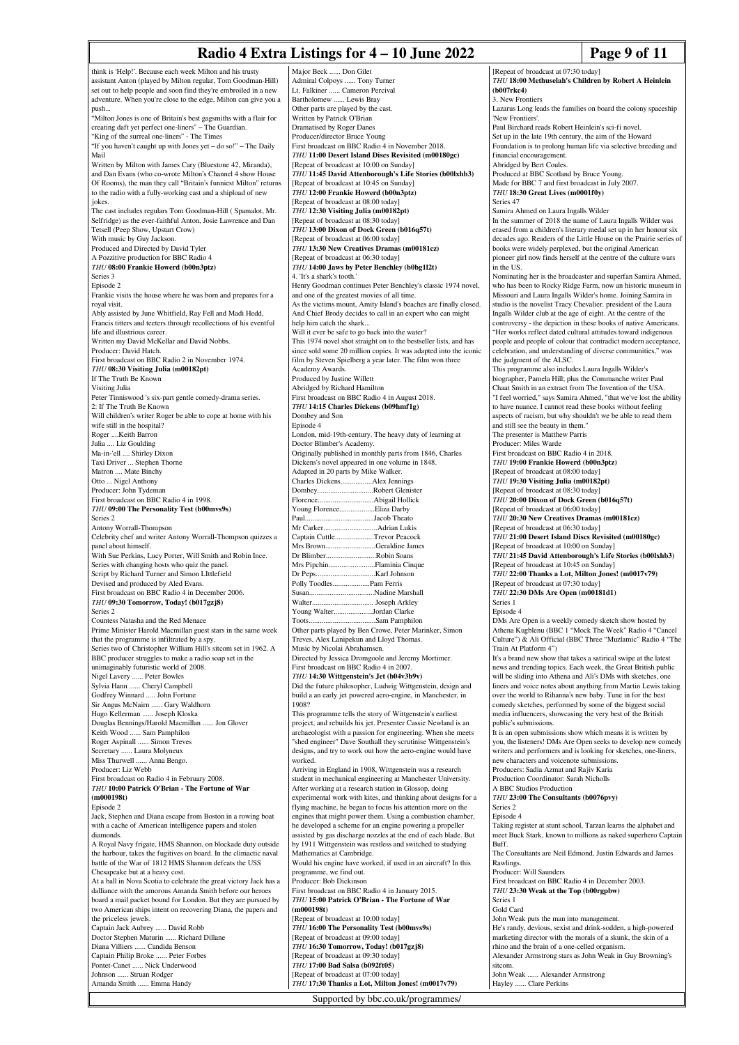think is 'Help!'. Because each week Milton and his trusty assistant Anton (played by Milton regular, Tom Goodman-Hill) set out to help people and soon find they're embroiled in a new adventure. When you're close to the edge, Milton can give you a push...

"Milton Jones is one of Britain's best gagsmiths with a flair for creating daft yet perfect one-liners" – The Guardian.

"King of the surreal one-liners" - The Times

"If you haven't caught up with Jones yet – do so!" – The Daily Mail

Written by Milton with James Cary (Bluestone 42, Miranda), and Dan Evans (who co-wrote Milton's Channel 4 show House Of Rooms), the man they call "Britain's funniest Milton" returns to the radio with a fully-working cast and a shipload of new jokes.

The cast includes regulars Tom Goodman-Hill ( Spamalot, Mr. Selfridge) as the ever-faithful Anton, Josie Lawrence and Dan Tetsell (Peep Show, Upstart Crow)

With music by Guy Jackson.

Produced and Directed by David Tyler

A Pozzitive production for BBC Radio 4

*THU* **08:00 Frankie Howerd (b00n3ptz)**

Series 3

Episode 2

Frankie visits the house where he was born and prepares for a royal visit.

Ably assisted by June Whitfield, Ray Fell and Madi Hedd, Francis titters and teeters through recollections of his eventful life and illustrious career.

Written my David McKellar and David Nobbs.

Producer: David Hatch.

First broadcast on BBC Radio 2 in November 1974.

*THU* **08:30 Visiting Julia (m00182pt)**

If The Truth Be Known

Visiting Julia

Peter Tinniswood 's six-part gentle comedy-drama series.

2: If The Truth Be Known

Will children's writer Roger be able to cope at home with his wife still in the hospital?

Roger ....Keith Barron

Julia .... Liz Goulding

Ma-in-'ell .... Shirley Dixon

Taxi Driver ... Stephen Thorne

Matron .... Mate Binchy

Otto ... Nigel Anthony

Producer: John Tydeman

First broadcast on BBC Radio 4 in 1998.

*THU* **09:00 The Personality Test (b00mvs9s)**

Series 2

Antony Worrall-Thompson

Celebrity chef and writer Antony Worrall-Thompson quizzes a panel about himself.

With Sue Perkins, Lucy Porter, Will Smith and Robin Ince.

Series with changing hosts who quiz the panel.

Script by Richard Turner and Simon LIttlefield

Devised and produced by Aled Evans.

First broadcast on BBC Radio 4 in December 2006.

*THU* **09:30 Tomorrow, Today! (b017gzj8)**

Series 2

Countess Natasha and the Red Menace

Prime Minister Harold Macmillan guest stars in the same week that the programme is infiltrated by a spy.

Series two of Christopher William Hill's sitcom set in 1962. A BBC producer struggles to make a radio soap set in the unimaginably futuristic world of 2008.

Nigel Lavery ...... Peter Bowles

Sylvia Hann ...... Cheryl Campbell

Godfrey Winnard ..... John Fortune

Sir Angus McNairn ...... Gary Waldhorn

Hugo Kellerman ...... Joseph Kloska

Douglas Bennings/Harold Macmillan ...... Jon Glover

Keith Wood ...... Sam Pamphilon

Roger Aspinall ...... Simon Treves

Secretary ...... Laura Molyneux

Miss Thurwell ...... Anna Bengo.

Producer: Liz Webb

First broadcast on Radio 4 in February 2008.

*THU* **10:00 Patrick O'Brian - The Fortune of War (m000198t)**

Episode 2

Jack, Stephen and Diana escape from Boston in a rowing boat with a cache of American intelligence papers and stolen diamonds.

A Royal Navy frigate, HMS Shannon, on blockade duty outside the harbour, takes the fugitives on board. In the climactic naval battle of the War of 1812 HMS Shannon defeats the USS Chesapeake but at a heavy cost.

At a ball in Nova Scotia to celebrate the great victory Jack has a dalliance with the amorous Amanda Smith before our heroes board a mail packet bound for London. But they are pursued by two American ships intent on recovering Diana, the papers and the priceless jewels.

Captain Jack Aubrey ...... David Robb

Doctor Stephen Maturin ...... Richard Dillane

Diana Villiers ...... Candida Benson

Captain Philip Broke ...... Peter Forbes

Pontet-Canet ...... Nick Underwood

Johnson ...... Struan Rodger

Amanda Smith ...... Emma Handy

Major Beck ...... Don Gilet

Admiral Colpoys ...... Tony Turner

Lt. Falkiner ...... Cameron Percival

Bartholomew ...... Lewis Bray

Other parts are played by the cast.

Written by Patrick O'Brian

Dramatised by Roger Danes

Producer/director Bruce Young

First broadcast on BBC Radio 4 in November 2018.

*THU* **11:00 Desert Island Discs Revisited (m00180gc)**

[Repeat of broadcast at 10:00 on Sunday]

*THU* **11:45 David Attenborough's Life Stories (b00lxhb3)**

[Repeat of broadcast at 10:45 on Sunday]

*THU* **12:00 Frankie Howerd (b00n3ptz)**

[Repeat of broadcast at 08:00 today]

*THU* **12:30 Visiting Julia (m00182pt)**

[Repeat of broadcast at 08:30 today]

*THU* **13:00 Dixon of Dock Green (b016q57t)**

[Repeat of broadcast at 06:00 today]

*THU* **13:30 New Creatives Dramas (m00181cz)**

[Repeat of broadcast at 06:30 today]

*THU* **14:00 Jaws by Peter Benchley (b0bg1l2t)**

4. 'It's a shark's tooth.'

Henry Goodman continues Peter Benchley's classic 1974 novel, and one of the greatest movies of all time.

As the victims mount, Amity Island's beaches are finally closed. And Chief Brody decides to call in an expert who can might help him catch the shark...

Will it ever be safe to go back into the water?

This 1974 novel shot straight on to the bestseller lists, and has since sold some 20 million copies. It was adapted into the iconic film by Steven Spielberg a year later. The film won three Academy Awards.

Produced by Justine Willett

Abridged by Richard Hamilton

First broadcast on BBC Radio 4 in August 2018.

*THU* **14:15 Charles Dickens (b09hmf1g)**

Dombey and Son

Episode 4

London, mid-19th-century. The heavy duty of learning at Doctor Blimber's Academy.

Originally published in monthly parts from 1846, Charles Dickens's novel appeared in one volume in 1848.

Adapted in 20 parts by Mike Walker.

Charles Dickens.................Alex Jennings

Dombey..............................Robert Glenister

Florence..............................Abigail Hollick

Young Florence...................Eliza Darby

Paul.....................................Jacob Theato

Mr Carker.............................Adrian Lukis

Captain Cuttle.....................Trevor Peacock

Mrs Brown...........................Geraldine James

Dr Blimber...........................Robin Soans

Mrs Pipchin.........................Flaminia Cinque

Dr Peps................................Karl Johnson

Polly Toodles.....................Pam Ferris

Susan...................................Nadine Marshall

Walter................................. Joseph Arkley

Young Walter.....................Jordan Clarke

Toots....................................Sam Pamphilon

Other parts played by Ben Crowe, Peter Marinker, Simon Treves, Alex Lanipekun and Lloyd Thomas.

Music by Nicolai Abrahamsen.

Directed by Jessica Dromgoole and Jeremy Mortimer.

First broadcast on BBC Radio 4 in 2007.

*THU* **14:30 Wittgenstein's Jet (b04v3b9v)**

Did the future philosopher, Ludwig Wittgenstein, design and build a an early jet powered aero-engine, in Manchester, in 1908?

This programme tells the story of Wittgenstein's earliest project, and rebuilds his jet. Presenter Cassie Newland is an archaeologist with a passion for engineering. When she meets "shed engineer" Dave Southall they scrutinise Wittgenstein's designs, and try to work out how the aero-engine would have worked.

Arriving in England in 1908, Wittgenstein was a research student in mechanical engineering at Manchester University. After working at a research station in Glossop, doing experimental work with kites, and thinking about designs for a flying machine, he began to focus his attention more on the engines that might power them. Using a combustion chamber, he developed a scheme for an engine powering a propeller assisted by gas discharge nozzles at the end of each blade. But by 1911 Wittgenstein was restless and switched to studying Mathematics at Cambridge.

Would his engine have worked, if used in an aircraft? In this programme, we find out.

Producer: Bob Dickinson

First broadcast on BBC Radio 4 in January 2015.

*THU* **15:00 Patrick O'Brian - The Fortune of War (m000198t)**

[Repeat of broadcast at 10:00 today]

*THU* **16:00 The Personality Test (b00mvs9s)**

[Repeat of broadcast at 09:00 today]

*THU* **16:30 Tomorrow, Today! (b017gzj8)**

[Repeat of broadcast at 09:30 today]

*THU* **17:00 Bad Salsa (b092ft05)**

[Repeat of broadcast at 07:00 today]

*THU* **17:30 Thanks a Lot, Milton Jones! (m0017v79)**

[Repeat of broadcast at 07:30 today]

*THU* **18:00 Methuselah's Children by Robert A Heinlein (b007rkc4)**

3. New Frontiers

Lazarus Long leads the families on board the colony spaceship 'New Frontiers'.

Paul Birchard reads Robert Heinlein's sci-fi novel.

Set up in the late 19th century, the aim of the Howard Foundation is to prolong human life via selective breeding and financial encouragement.

Abridged by Bert Coules.

Produced at BBC Scotland by Bruce Young.

Made for BBC 7 and first broadcast in July 2007.

*THU* **18:30 Great Lives (m0001f0y)**

Series 47

Samira Ahmed on Laura Ingalls Wilder

In the summer of 2018 the name of Laura Ingalls Wilder was erased from a children's literary medal set up in her honour six decades ago. Readers of the Little House on the Prairie series of books were widely perplexed, but the original American pioneer girl now finds herself at the centre of the culture wars in the US.

Nominating her is the broadcaster and superfan Samira Ahmed, who has been to Rocky Ridge Farm, now an historic museum in Missouri and Laura Ingalls Wilder's home. Joining Samira in studio is the novelist Tracy Chevalier. president of the Laura Ingalls Wilder club at the age of eight. At the centre of the controversy - the depiction in these books of native Americans. "Her works reflect dated cultural attitudes toward indigenous people and people of colour that contradict modern acceptance, celebration, and understanding of diverse communities," was the judgment of the ALSC.

This programme also includes Laura Ingalls Wilder's biographer, Pamela Hill; plus the Commanche writer Paul Chaat Smith in an extract from The Invention of the USA.

"I feel worried," says Samira Ahmed, "that we've lost the ability to have nuance. I cannot read these books without feeling aspects of racism, but why shouldn't we be able to read them and still see the beauty in them."

The presenter is Matthew Parris

Producer: Miles Warde

First broadcast on BBC Radio 4 in 2018.

*THU* **19:00 Frankie Howerd (b00n3ptz)**

[Repeat of broadcast at 08:00 today]

*THU* **19:30 Visiting Julia (m00182pt)**

[Repeat of broadcast at 08:30 today]

*THU* **20:00 Dixon of Dock Green (b016q57t)**

[Repeat of broadcast at 06:00 today]

*THU* **20:30 New Creatives Dramas (m00181cz)**

[Repeat of broadcast at 06:30 today]

*THU* **21:00 Desert Island Discs Revisited (m00180gc)**

[Repeat of broadcast at 10:00 on Sunday]

*THU* **21:45 David Attenborough's Life Stories (b00lxhb3)**

[Repeat of broadcast at 10:45 on Sunday]

*THU* **22:00 Thanks a Lot, Milton Jones! (m0017v79)**

[Repeat of broadcast at 07:30 today]

*THU* **22:30 DMs Are Open (m00181d1)**

Series 1

Episode 4

DMs Are Open is a weekly comedy sketch show hosted by Athena Kugblenu (BBC 1 "Mock The Week" Radio 4 "Cancel Culture") & Ali Official (BBC Three "Muzlamic" Radio 4 "The Train At Platform 4")

It's a brand new show that takes a satirical swipe at the latest news and trending topics. Each week, the Great British public will be sliding into Athena and Ali's DMs with sketches, one liners and voice notes about anything from Martin Lewis taking over the world to Rihanna's new baby. Tune in for the best comedy sketches, performed by some of the biggest social media influencers, showcasing the very best of the British public's submissions.

It is an open submissions show which means it is written by you, the listeners! DMs Are Open seeks to develop new comedy writers and performers and is looking for sketches, one-liners, new characters and voicenote submissions.

Producers: Sadia Azmat and Rajiv Karia

Production Coordinator: Sarah Nicholls

A BBC Studios Production

*THU* **23:00 The Consultants (b0076pvy)**

Series 2

Episode 4

Taking register at stunt school, Tarzan learns the alphabet and meet Buck Stark, known to millions as naked superhero Captain Buff.

The Consultants are Neil Edmond, Justin Edwards and James Rawlings.

Producer: Will Saunders

First broadcast on BBC Radio 4 in December 2003.

*THU* **23:30 Weak at the Top (b00rgpbw)**

Series 1

Gold Card

John Weak puts the man into management.

He's randy, devious, sexist and drink-sodden, a high-powered marketing director with the morals of a skunk, the skin of a rhino and the brain of a one-celled organism.

Alexander Armstrong stars as John Weak in Guy Browning's sitcom.

John Weak ...... Alexander Armstrong

Hayley ...... Clare Perkins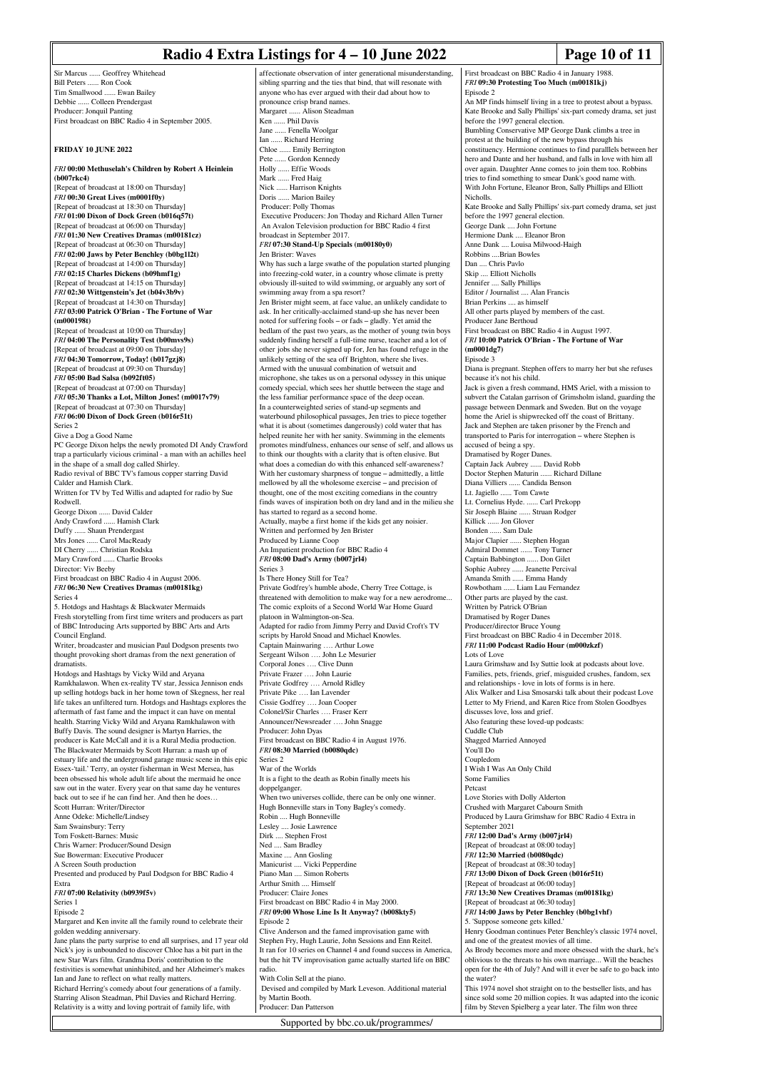Sir Marcus ...... Geoffrey Whitehead
Bill Peters ...... Ron Cook
Tim Smallwood ...... Ewan Bailey
Debbie ...... Colleen Prendergast
Producer: Jonquil Panting
First broadcast on BBC Radio 4 in September 2005.

## FRIDAY 10 JUNE 2022

***FRI* 00:00 Methuselah's Children by Robert A Heinlein (b007rkc4)**
[Repeat of broadcast at 18:00 on Thursday]

***FRI* 00:30 Great Lives (m0001f0y)**
[Repeat of broadcast at 18:30 on Thursday]

***FRI* 01:00 Dixon of Dock Green (b016q57t)**
[Repeat of broadcast at 06:00 on Thursday]

***FRI* 01:30 New Creatives Dramas (m00181cz)**
[Repeat of broadcast at 06:30 on Thursday]

***FRI* 02:00 Jaws by Peter Benchley (b0bg1l2t)**
[Repeat of broadcast at 14:00 on Thursday]

***FRI* 02:15 Charles Dickens (b09hmf1g)**
[Repeat of broadcast at 14:15 on Thursday]

***FRI* 02:30 Wittgenstein's Jet (b04v3b9v)**
[Repeat of broadcast at 14:30 on Thursday]

***FRI* 03:00 Patrick O'Brian - The Fortune of War (m000198t)**
[Repeat of broadcast at 10:00 on Thursday]

***FRI* 04:00 The Personality Test (b00mvs9s)**
[Repeat of broadcast at 09:00 on Thursday]

***FRI* 04:30 Tomorrow, Today! (b017gzj8)**
[Repeat of broadcast at 09:30 on Thursday]

***FRI* 05:00 Bad Salsa (b092ft05)**
[Repeat of broadcast at 07:00 on Thursday]

***FRI* 05:30 Thanks a Lot, Milton Jones! (m0017v79)**
[Repeat of broadcast at 07:30 on Thursday]

***FRI* 06:00 Dixon of Dock Green (b016r51t)**
Series 2
Give a Dog a Good Name
PC George Dixon helps the newly promoted DI Andy Crawford trap a particularly vicious criminal - a man with an achilles heel in the shape of a small dog called Shirley.
Radio revival of BBC TV's famous copper starring David Calder and Hamish Clark.
Written for TV by Ted Willis and adapted for radio by Sue Rodwell.
George Dixon ...... David Calder
Andy Crawford ...... Hamish Clark
Duffy ...... Shaun Prendergast
Mrs Jones ...... Carol MacReady
DI Cherry ...... Christian Rodska
Mary Crawford ...... Charlie Brooks
Director: Viv Beeby
First broadcast on BBC Radio 4 in August 2006.

***FRI* 06:30 New Creatives Dramas (m00181kg)**
Series 4
5. Hotdogs and Hashtags & Blackwater Mermaids
Fresh storytelling from first time writers and producers as part of BBC Introducing Arts supported by BBC Arts and Arts Council England.
Writer, broadcaster and musician Paul Dodgson presents two thought provoking short dramas from the next generation of dramatists.
Hotdogs and Hashtags by Vicky Wild and Aryana Ramkhalawon. When ex-reality TV star, Jessica Jennison ends up selling hotdogs back in her home town of Skegness, her real life takes an unfiltered turn. Hotdogs and Hashtags explores the aftermath of fast fame and the impact it can have on mental health. Starring Vicky Wild and Aryana Ramkhalawon with Buffy Davis. The sound designer is Martyn Harries, the producer is Kate McCall and it is a Rural Media production.
The Blackwater Mermaids by Scott Hurran: a mash up of estuary life and the underground garage music scene in this epic Essex-'tail.' Terry, an oyster fisherman in West Mersea, has been obsessed his whole adult life about the mermaid he once saw out in the water. Every year on that same day he ventures back out to see if he can find her. And then he does…
Scott Hurran: Writer/Director
Anne Odeke: Michelle/Lindsey
Sam Swainsbury: Terry
Tom Foskett-Barnes: Music
Chris Warner: Producer/Sound Design
Sue Bowerman: Executive Producer
A Screen South production
Presented and produced by Paul Dodgson for BBC Radio 4 Extra

***FRI* 07:00 Relativity (b0939f5v)**
Series 1
Episode 2
Margaret and Ken invite all the family round to celebrate their golden wedding anniversary.
Jane plans the party surprise to end all surprises, and 17 year old Nick's joy is unbounded to discover Chloe has a bit part in the new Star Wars film. Grandma Doris' contribution to the festivities is somewhat uninhibited, and her Alzheimer's makes Ian and Jane to reflect on what really matters.
Richard Herring's comedy about four generations of a family. Starring Alison Steadman, Phil Davies and Richard Herring. Relativity is a witty and loving portrait of family life, with affectionate observation of inter generational misunderstanding, sibling sparring and the ties that bind, that will resonate with anyone who has ever argued with their dad about how to pronounce crisp brand names.
Margaret ...... Alison Steadman
Ken ...... Phil Davis
Jane ...... Fenella Woolgar
Ian ...... Richard Herring
Chloe ...... Emily Berrington
Pete ...... Gordon Kennedy
Holly ...... Effie Woods
Mark ...... Fred Haig
Nick ...... Harrison Knights
Doris ...... Marion Bailey
Producer: Polly Thomas
Executive Producers: Jon Thoday and Richard Allen Turner
An Avalon Television production for BBC Radio 4 first broadcast in September 2017.

***FRI* 07:30 Stand-Up Specials (m00180y0)**
Jen Brister: Waves
Why has such a large swathe of the population started plunging into freezing-cold water, in a country whose climate is pretty obviously ill-suited to wild swimming, or arguably any sort of swimming away from a spa resort?
Jen Brister might seem, at face value, an unlikely candidate to ask. In her critically-acclaimed stand-up she has never been noted for suffering fools – or fads – gladly. Yet amid the bedlam of the past two years, as the mother of young twin boys suddenly finding herself a full-time nurse, teacher and a lot of other jobs she never signed up for, Jen has found refuge in the unlikely setting of the sea off Brighton, where she lives.
Armed with the unusual combination of wetsuit and microphone, she takes us on a personal odyssey in this unique comedy special, which sees her shuttle between the stage and the less familiar performance space of the deep ocean.
In a counterweighted series of stand-up segments and waterbound philosophical passages, Jen tries to piece together what it is about (sometimes dangerously) cold water that has helped reunite her with her sanity. Swimming in the elements promotes mindfulness, enhances our sense of self, and allows us to think our thoughts with a clarity that is often elusive. But what does a comedian do with this enhanced self-awareness?
With her customary sharpness of tongue – admittedly, a little mellowed by all the wholesome exercise – and precision of thought, one of the most exciting comedians in the country finds waves of inspiration both on dry land and in the milieu she has started to regard as a second home.
Actually, maybe a first home if the kids get any noisier.
Written and performed by Jen Brister
Produced by Lianne Coop
An Impatient production for BBC Radio 4

***FRI* 08:00 Dad's Army (b007jrl4)**
Series 3
Is There Honey Still for Tea?
Private Godfrey's humble abode, Cherry Tree Cottage, is threatened with demolition to make way for a new aerodrome...
The comic exploits of a Second World War Home Guard platoon in Walmington-on-Sea.
Adapted for radio from Jimmy Perry and David Croft's TV scripts by Harold Snoad and Michael Knowles.
Captain Mainwaring …. Arthur Lowe
Sergeant Wilson …. John Le Mesurier
Corporal Jones …. Clive Dunn
Private Frazer …. John Laurie
Private Godfrey …. Arnold Ridley
Private Pike …. Ian Lavender
Cissie Godfrey …. Joan Cooper
Colonel/Sir Charles …. Fraser Kerr
Announcer/Newsreader …. John Snagge
Producer: John Dyas
First broadcast on BBC Radio 4 in August 1976.

***FRI* 08:30 Married (b0080qdc)**
Series 2
War of the Worlds
It is a fight to the death as Robin finally meets his doppelganger.
When two universes collide, there can be only one winner.
Hugh Bonneville stars in Tony Bagley's comedy.
Robin .... Hugh Bonneville
Lesley .... Josie Lawrence
Dirk .... Stephen Frost
Ned .... Sam Bradley
Maxine .... Ann Gosling
Manicurist .... Vicki Pepperdine
Piano Man .... Simon Roberts
Arthur Smith .... Himself
Producer: Claire Jones
First broadcast on BBC Radio 4 in May 2000.

***FRI* 09:00 Whose Line Is It Anyway? (b008kty5)**
Episode 2
Clive Anderson and the famed improvisation game with Stephen Fry, Hugh Laurie, John Sessions and Enn Reitel.
It ran for 10 series on Channel 4 and found success in America, but the hit TV improvisation game actually started life on BBC radio.
With Colin Sell at the piano.
Devised and compiled by Mark Leveson. Additional material by Martin Booth.
Producer: Dan Patterson
First broadcast on BBC Radio 4 in January 1988.

***FRI* 09:30 Protesting Too Much (m00181kj)**
Episode 2
An MP finds himself living in a tree to protest about a bypass. Kate Brooke and Sally Phillips' six-part comedy drama, set just before the 1997 general election.
Bumbling Conservative MP George Dank climbs a tree in protest at the building of the new bypass through his constituency. Hermione continues to find paralllels between her hero and Dante and her husband, and falls in love with him all over again. Daughter Anne comes to join them too. Robbins tries to find something to smear Dank's good name with.
With John Fortune, Eleanor Bron, Sally Phillips and Elliott Nicholls.
Kate Brooke and Sally Phillips' six-part comedy drama, set just before the 1997 general election.
George Dank .... John Fortune
Hermione Dank .... Eleanor Bron
Anne Dank .... Louisa Milwood-Haigh
Robbins ....Brian Bowles
Dan .... Chris Pavlo
Skip .... Elliott Nicholls
Jennifer .... Sally Phillips
Editor / Journalist .... Alan Francis
Brian Perkins .... as himself
All other parts played by members of the cast.
Producer Jane Berthoud
First broadcast on BBC Radio 4 in August 1997.

***FRI* 10:00 Patrick O'Brian - The Fortune of War (m0001dg7)**
Episode 3
Diana is pregnant. Stephen offers to marry her but she refuses because it's not his child.
Jack is given a fresh command, HMS Ariel, with a mission to subvert the Catalan garrison of Grimsholm island, guarding the passage between Denmark and Sweden. But on the voyage home the Ariel is shipwrecked off the coast of Brittany.
Jack and Stephen are taken prisoner by the French and transported to Paris for interrogation – where Stephen is accused of being a spy.
Dramatised by Roger Danes.
Captain Jack Aubrey ...... David Robb
Doctor Stephen Maturin ...... Richard Dillane
Diana Villiers ...... Candida Benson
Lt. Jagiello ...... Tom Cawte
Lt. Cornelius Hyde. ...... Carl Prekopp
Sir Joseph Blaine ...... Struan Rodger
Killick ...... Jon Glover
Bonden ...... Sam Dale
Major Clapier ...... Stephen Hogan
Admiral Dommet ...... Tony Turner
Captain Babbington ...... Don Gilet
Sophie Aubrey ...... Jeanette Percival
Amanda Smith ...... Emma Handy
Rowbotham ...... Liam Lau Fernandez
Other parts are played by the cast.
Written by Patrick O'Brian
Dramatised by Roger Danes
Producer/director Bruce Young
First broadcast on BBC Radio 4 in December 2018.

***FRI* 11:00 Podcast Radio Hour (m000zkzf)**
Lots of Love
Laura Grimshaw and Isy Suttie look at podcasts about love.
Families, pets, friends, grief, misguided crushes, fandom, sex and relationships - love in lots of forms is in here.
Alix Walker and Lisa Smosarski talk about their podcast Love Letter to My Friend, and Karen Rice from Stolen Goodbyes discusses love, loss and grief.
Also featuring these loved-up podcasts:
Cuddle Club
Shagged Married Annoyed
You'll Do
Coupledom
I Wish I Was An Only Child
Some Families
Petcast
Love Stories with Dolly Alderton
Crushed with Margaret Cabourn Smith
Produced by Laura Grimshaw for BBC Radio 4 Extra in September 2021

***FRI* 12:00 Dad's Army (b007jrl4)**
[Repeat of broadcast at 08:00 today]

***FRI* 12:30 Married (b0080qdc)**
[Repeat of broadcast at 08:30 today]

***FRI* 13:00 Dixon of Dock Green (b016r51t)**
[Repeat of broadcast at 06:00 today]

***FRI* 13:30 New Creatives Dramas (m00181kg)**
[Repeat of broadcast at 06:30 today]

***FRI* 14:00 Jaws by Peter Benchley (b0bg1vhf)**
5. 'Suppose someone gets killed.'
Henry Goodman continues Peter Benchley's classic 1974 novel, and one of the greatest movies of all time.
As Brody becomes more and more obsessed with the shark, he's oblivious to the threats to his own marriage... Will the beaches open for the 4th of July? And will it ever be safe to go back into the water?
This 1974 novel shot straight on to the bestseller lists, and has since sold some 20 million copies. It was adapted into the iconic film by Steven Spielberg a year later. The film won three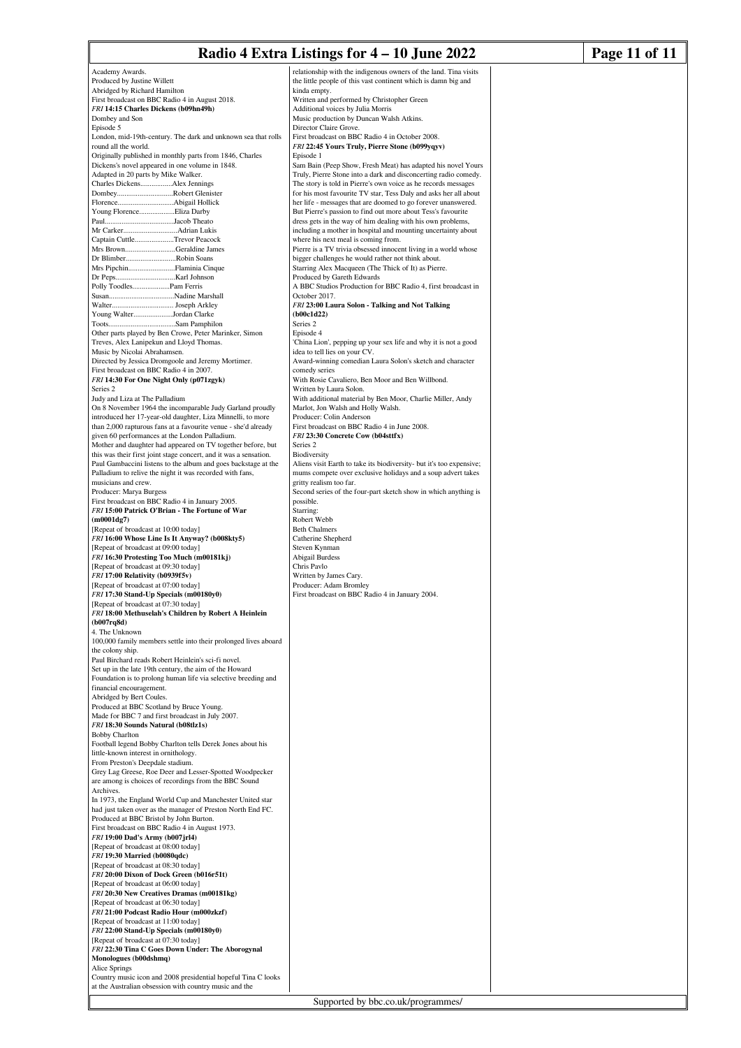Academy Awards.
Produced by Justine Willett
Abridged by Richard Hamilton
First broadcast on BBC Radio 4 in August 2018.

*FRI* **14:15 Charles Dickens (b09hn49h)**
Dombey and Son
Episode 5
London, mid-19th-century. The dark and unknown sea that rolls round all the world.
Originally published in monthly parts from 1846, Charles Dickens's novel appeared in one volume in 1848.
Adapted in 20 parts by Mike Walker.
Charles Dickens.................Alex Jennings
Dombey..............................Robert Glenister
Florence..............................Abigail Hollick
Young Florence..................Eliza Darby
Paul.....................................Jacob Theato
Mr Carker.............................Adrian Lukis
Captain Cuttle.....................Trevor Peacock
Mrs Brown...........................Geraldine James
Dr Blimber...........................Robin Soans
Mrs Pipchin.........................Flaminia Cinque
Dr Peps................................Karl Johnson
Polly Toodles....................Pam Ferris
Susan...................................Nadine Marshall
Walter................................. Joseph Arkley
Young Walter.....................Jordan Clarke
Toots...................................Sam Pamphilon
Other parts played by Ben Crowe, Peter Marinker, Simon Treves, Alex Lanipekun and Lloyd Thomas.
Music by Nicolai Abrahamsen.
Directed by Jessica Dromgoole and Jeremy Mortimer.
First broadcast on BBC Radio 4 in 2007.

*FRI* **14:30 For One Night Only (p071zgyk)**
Series 2
Judy and Liza at The Palladium
On 8 November 1964 the incomparable Judy Garland proudly introduced her 17-year-old daughter, Liza Minnelli, to more than 2,000 rapturous fans at a favourite venue - she'd already given 60 performances at the London Palladium.
Mother and daughter had appeared on TV together before, but this was their first joint stage concert, and it was a sensation.
Paul Gambaccini listens to the album and goes backstage at the Palladium to relive the night it was recorded with fans, musicians and crew.
Producer: Marya Burgess
First broadcast on BBC Radio 4 in January 2005.

*FRI* **15:00 Patrick O'Brian - The Fortune of War (m0001dg7)**
[Repeat of broadcast at 10:00 today]

*FRI* **16:00 Whose Line Is It Anyway? (b008kty5)**
[Repeat of broadcast at 09:00 today]

*FRI* **16:30 Protesting Too Much (m00181kj)**
[Repeat of broadcast at 09:30 today]

*FRI* **17:00 Relativity (b0939f5v)**
[Repeat of broadcast at 07:00 today]

*FRI* **17:30 Stand-Up Specials (m00180y0)**
[Repeat of broadcast at 07:30 today]

*FRI* **18:00 Methuselah's Children by Robert A Heinlein (b007rq8d)**
4. The Unknown
100,000 family members settle into their prolonged lives aboard the colony ship.
Paul Birchard reads Robert Heinlein's sci-fi novel.
Set up in the late 19th century, the aim of the Howard Foundation is to prolong human life via selective breeding and financial encouragement.
Abridged by Bert Coules.
Produced at BBC Scotland by Bruce Young.
Made for BBC 7 and first broadcast in July 2007.

*FRI* **18:30 Sounds Natural (b08tlz1s)**
Bobby Charlton
Football legend Bobby Charlton tells Derek Jones about his little-known interest in ornithology.
From Preston's Deepdale stadium.
Grey Lag Greese, Roe Deer and Lesser-Spotted Woodpecker are among is choices of recordings from the BBC Sound Archives.
In 1973, the England World Cup and Manchester United star had just taken over as the manager of Preston North End FC.
Produced at BBC Bristol by John Burton.
First broadcast on BBC Radio 4 in August 1973.

*FRI* **19:00 Dad's Army (b007jrl4)**
[Repeat of broadcast at 08:00 today]

*FRI* **19:30 Married (b0080qdc)**
[Repeat of broadcast at 08:30 today]

*FRI* **20:00 Dixon of Dock Green (b016r51t)**
[Repeat of broadcast at 06:00 today]

*FRI* **20:30 New Creatives Dramas (m00181kg)**
[Repeat of broadcast at 06:30 today]

*FRI* **21:00 Podcast Radio Hour (m000zkzf)**
[Repeat of broadcast at 11:00 today]

*FRI* **22:00 Stand-Up Specials (m00180y0)**
[Repeat of broadcast at 07:30 today]

*FRI* **22:30 Tina C Goes Down Under: The Aborogynal Monologues (b00dshmq)**
Alice Springs
Country music icon and 2008 presidential hopeful Tina C looks at the Australian obsession with country music and the relationship with the indigenous owners of the land. Tina visits the little people of this vast continent which is damn big and kinda empty.
Written and performed by Christopher Green
Additional voices by Julia Morris
Music production by Duncan Walsh Atkins.
Director Claire Grove.
First broadcast on BBC Radio 4 in October 2008.

*FRI* **22:45 Yours Truly, Pierre Stone (b099yqyv)**
Episode 1
Sam Bain (Peep Show, Fresh Meat) has adapted his novel Yours Truly, Pierre Stone into a dark and disconcerting radio comedy.
The story is told in Pierre's own voice as he records messages for his most favourite TV star, Tess Daly and asks her all about her life - messages that are doomed to go forever unanswered.
But Pierre's passion to find out more about Tess's favourite dress gets in the way of him dealing with his own problems, including a mother in hospital and mounting uncertainty about where his next meal is coming from.
Pierre is a TV trivia obsessed innocent living in a world whose bigger challenges he would rather not think about.
Starring Alex Macqueen (The Thick of It) as Pierre.
Produced by Gareth Edwards
A BBC Studios Production for BBC Radio 4, first broadcast in October 2017.

*FRI* **23:00 Laura Solon - Talking and Not Talking (b00c1d22)**
Series 2
Episode 4
'China Lion', pepping up your sex life and why it is not a good idea to tell lies on your CV.
Award-winning comedian Laura Solon's sketch and character comedy series
With Rosie Cavaliero, Ben Moor and Ben Willbond.
Written by Laura Solon.
With additional material by Ben Moor, Charlie Miller, Andy Marlot, Jon Walsh and Holly Walsh.
Producer: Colin Anderson
First broadcast on BBC Radio 4 in June 2008.

*FRI* **23:30 Concrete Cow (b04sttfx)**
Series 2
Biodiversity
Aliens visit Earth to take its biodiversity- but it's too expensive; mums compete over exclusive holidays and a soup advert takes gritty realism too far.
Second series of the four-part sketch show in which anything is possible.
Starring:
Robert Webb
Beth Chalmers
Catherine Shepherd
Steven Kynman
Abigail Burdess
Chris Pavlo
Written by James Cary.
Producer: Adam Bromley
First broadcast on BBC Radio 4 in January 2004.